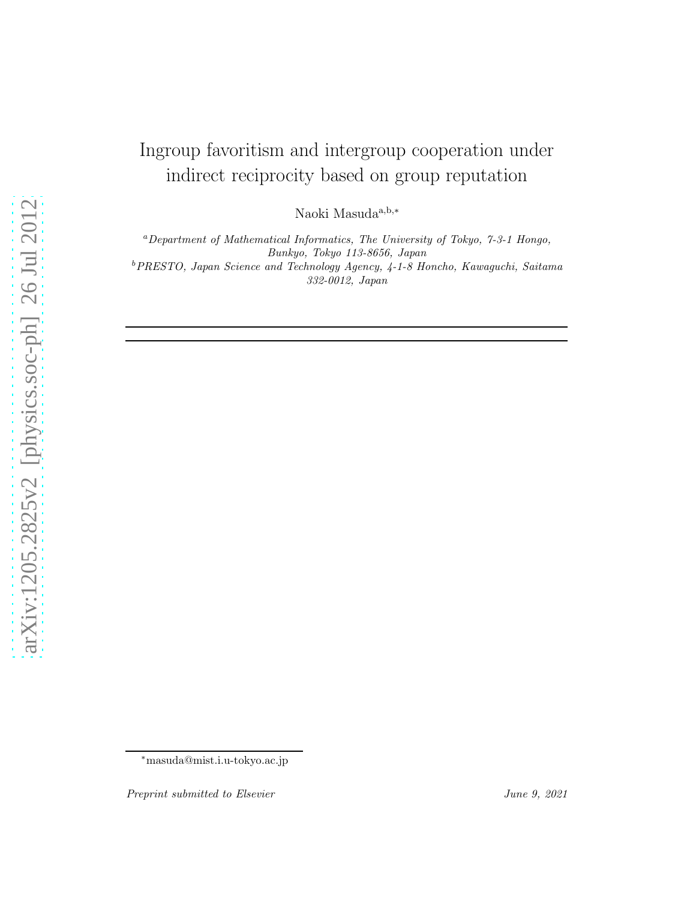# Ingroup favoritism and intergroup cooperation under indirect reciprocity based on group reputation

Naoki Masuda[a,b,*]

[a]*Department of Mathematical Informatics, The University of Tokyo, 7-3-1 Hongo, Bunkyo, Tokyo 113-8656, Japan*

[b]*PRESTO, Japan Science and Technology Agency, 4-1-8 Honcho, Kawaguchi, Saitama 332-0012, Japan*

---

[*]masuda@mist.i.u-tokyo.ac.jp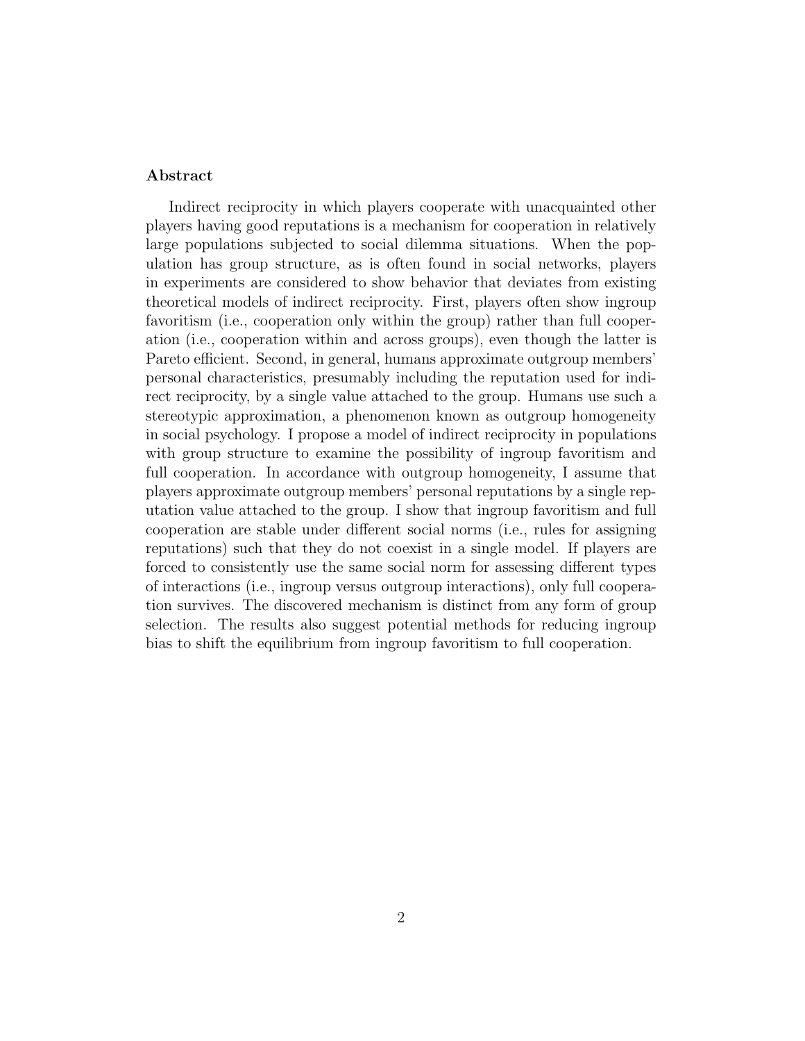## Abstract

Indirect reciprocity in which players cooperate with unacquainted other players having good reputations is a mechanism for cooperation in relatively large populations subjected to social dilemma situations. When the population has group structure, as is often found in social networks, players in experiments are considered to show behavior that deviates from existing theoretical models of indirect reciprocity. First, players often show ingroup favoritism (i.e., cooperation only within the group) rather than full cooperation (i.e., cooperation within and across groups), even though the latter is Pareto efficient. Second, in general, humans approximate outgroup members' personal characteristics, presumably including the reputation used for indirect reciprocity, by a single value attached to the group. Humans use such a stereotypic approximation, a phenomenon known as outgroup homogeneity in social psychology. I propose a model of indirect reciprocity in populations with group structure to examine the possibility of ingroup favoritism and full cooperation. In accordance with outgroup homogeneity, I assume that players approximate outgroup members' personal reputations by a single reputation value attached to the group. I show that ingroup favoritism and full cooperation are stable under different social norms (i.e., rules for assigning reputations) such that they do not coexist in a single model. If players are forced to consistently use the same social norm for assessing different types of interactions (i.e., ingroup versus outgroup interactions), only full cooperation survives. The discovered mechanism is distinct from any form of group selection. The results also suggest potential methods for reducing ingroup bias to shift the equilibrium from ingroup favoritism to full cooperation.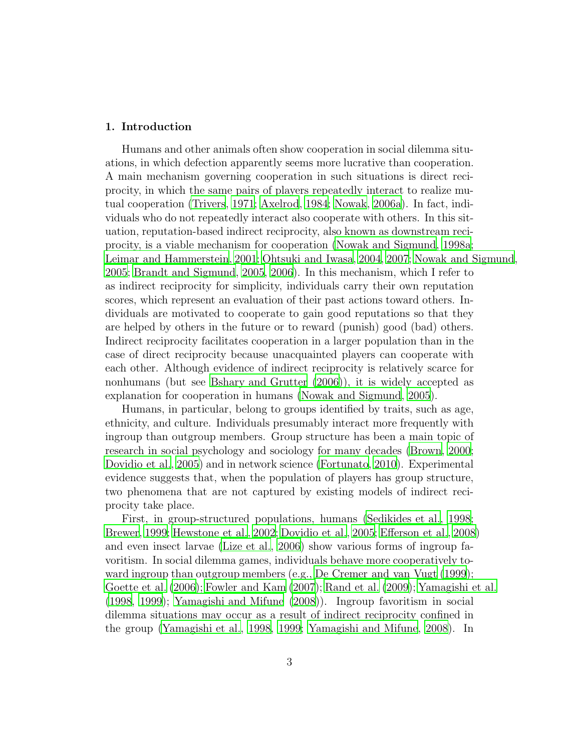## 1. Introduction

Humans and other animals often show cooperation in social dilemma situations, in which defection apparently seems more lucrative than cooperation. A main mechanism governing cooperation in such situations is direct reciprocity, in which the same pairs of players repeatedly interact to realize mutual cooperation (Trivers, 1971; Axelrod, 1984; Nowak, 2006a). In fact, individuals who do not repeatedly interact also cooperate with others. In this situation, reputation-based indirect reciprocity, also known as downstream reciprocity, is a viable mechanism for cooperation (Nowak and Sigmund, 1998a; Leimar and Hammerstein, 2001; Ohtsuki and Iwasa, 2004, 2007; Nowak and Sigmund, 2005; Brandt and Sigmund, 2005, 2006). In this mechanism, which I refer to as indirect reciprocity for simplicity, individuals carry their own reputation scores, which represent an evaluation of their past actions toward others. Individuals are motivated to cooperate to gain good reputations so that they are helped by others in the future or to reward (punish) good (bad) others. Indirect reciprocity facilitates cooperation in a larger population than in the case of direct reciprocity because unacquainted players can cooperate with each other. Although evidence of indirect reciprocity is relatively scarce for nonhumans (but see Bshary and Grutter (2006)), it is widely accepted as explanation for cooperation in humans (Nowak and Sigmund, 2005).

Humans, in particular, belong to groups identified by traits, such as age, ethnicity, and culture. Individuals presumably interact more frequently with ingroup than outgroup members. Group structure has been a main topic of research in social psychology and sociology for many decades (Brown, 2000; Dovidio et al., 2005) and in network science (Fortunato, 2010). Experimental evidence suggests that, when the population of players has group structure, two phenomena that are not captured by existing models of indirect reciprocity take place.

First, in group-structured populations, humans (Sedikides et al., 1998; Brewer, 1999; Hewstone et al., 2002; Dovidio et al., 2005; Efferson et al., 2008) and even insect larvae (Lize et al., 2006) show various forms of ingroup favoritism. In social dilemma games, individuals behave more cooperatively toward ingroup than outgroup members (e.g., De Cremer and van Vugt (1999); Goette et al. (2006); Fowler and Kam (2007); Rand et al. (2009); Yamagishi et al. (1998, 1999); Yamagishi and Mifune (2008)). Ingroup favoritism in social dilemma situations may occur as a result of indirect reciprocity confined in the group (Yamagishi et al., 1998, 1999; Yamagishi and Mifune, 2008). In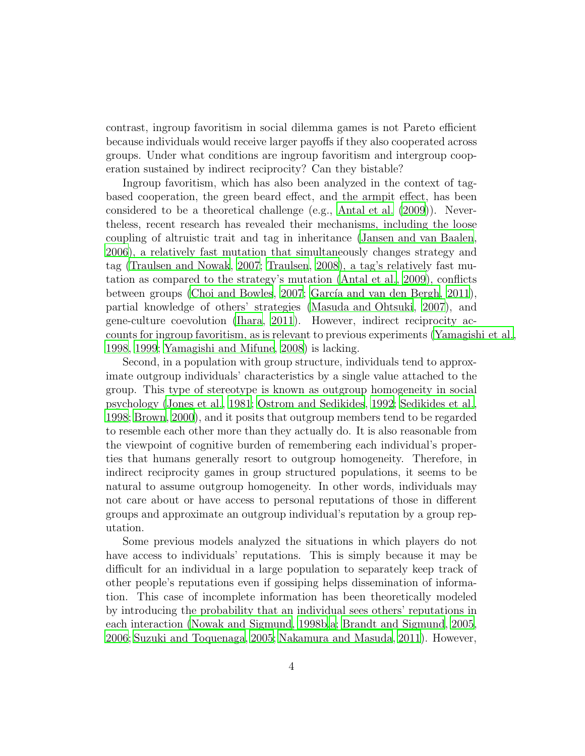contrast, ingroup favoritism in social dilemma games is not Pareto efficient because individuals would receive larger payoffs if they also cooperated across groups. Under what conditions are ingroup favoritism and intergroup cooperation sustained by indirect reciprocity? Can they bistable?

Ingroup favoritism, which has also been analyzed in the context of tag-based cooperation, the green beard effect, and the armpit effect, has been considered to be a theoretical challenge (e.g., Antal et al. (2009)). Nevertheless, recent research has revealed their mechanisms, including the loose coupling of altruistic trait and tag in inheritance (Jansen and van Baalen, 2006), a relatively fast mutation that simultaneously changes strategy and tag (Traulsen and Nowak, 2007; Traulsen, 2008), a tag's relatively fast mutation as compared to the strategy's mutation (Antal et al., 2009), conflicts between groups (Choi and Bowles, 2007; García and van den Bergh, 2011), partial knowledge of others' strategies (Masuda and Ohtsuki, 2007), and gene-culture coevolution (Ihara, 2011). However, indirect reciprocity accounts for ingroup favoritism, as is relevant to previous experiments (Yamagishi et al., 1998, 1999; Yamagishi and Mifune, 2008) is lacking.

Second, in a population with group structure, individuals tend to approximate outgroup individuals' characteristics by a single value attached to the group. This type of stereotype is known as outgroup homogeneity in social psychology (Jones et al., 1981; Ostrom and Sedikides, 1992; Sedikides et al., 1998; Brown, 2000), and it posits that outgroup members tend to be regarded to resemble each other more than they actually do. It is also reasonable from the viewpoint of cognitive burden of remembering each individual's properties that humans generally resort to outgroup homogeneity. Therefore, in indirect reciprocity games in group structured populations, it seems to be natural to assume outgroup homogeneity. In other words, individuals may not care about or have access to personal reputations of those in different groups and approximate an outgroup individual's reputation by a group reputation.

Some previous models analyzed the situations in which players do not have access to individuals' reputations. This is simply because it may be difficult for an individual in a large population to separately keep track of other people's reputations even if gossiping helps dissemination of information. This case of incomplete information has been theoretically modeled by introducing the probability that an individual sees others' reputations in each interaction (Nowak and Sigmund, 1998b,a; Brandt and Sigmund, 2005, 2006; Suzuki and Toquenaga, 2005; Nakamura and Masuda, 2011). However,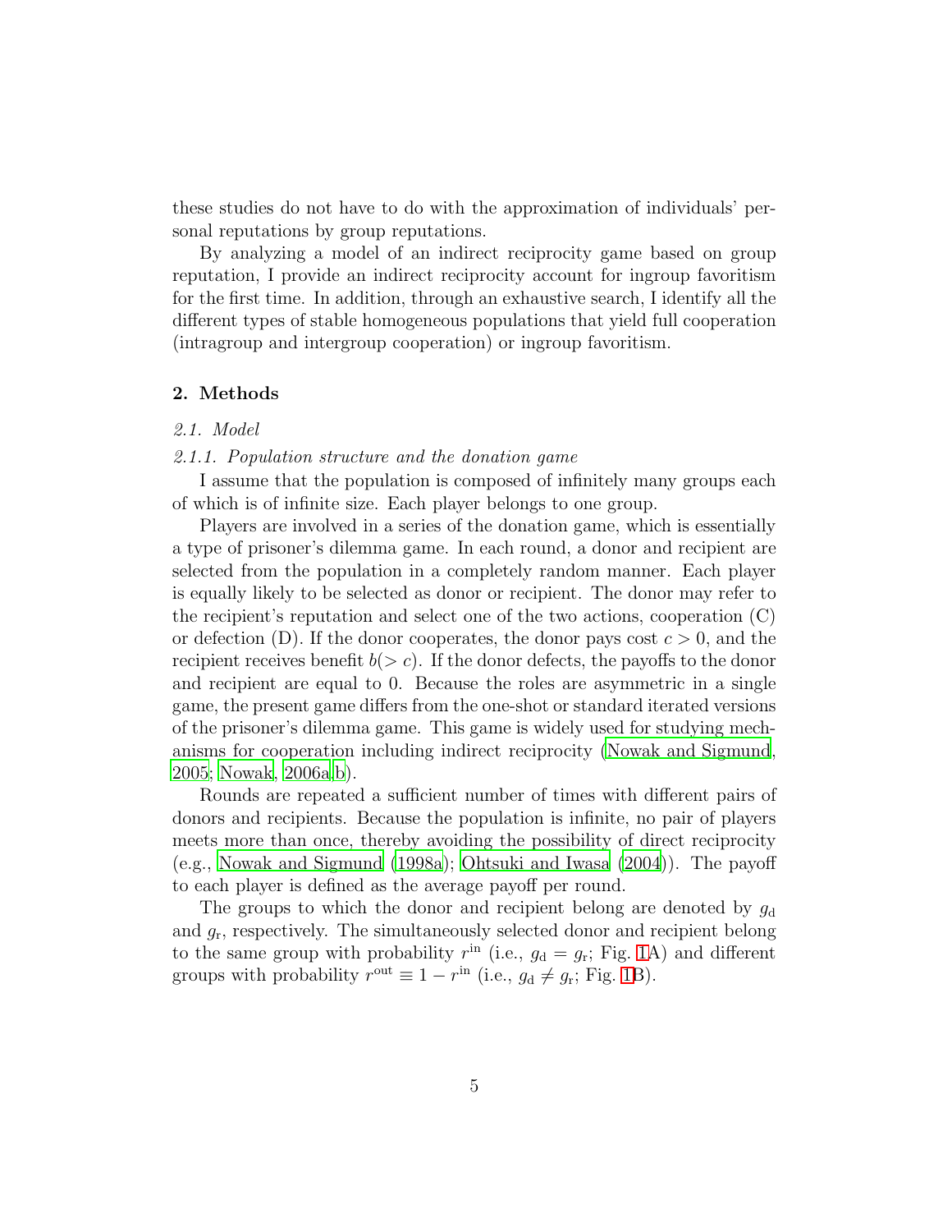these studies do not have to do with the approximation of individuals' personal reputations by group reputations.

By analyzing a model of an indirect reciprocity game based on group reputation, I provide an indirect reciprocity account for ingroup favoritism for the first time. In addition, through an exhaustive search, I identify all the different types of stable homogeneous populations that yield full cooperation (intragroup and intergroup cooperation) or ingroup favoritism.

## 2. Methods

### *2.1. Model*

#### *2.1.1. Population structure and the donation game*

I assume that the population is composed of infinitely many groups each of which is of infinite size. Each player belongs to one group.

Players are involved in a series of the donation game, which is essentially a type of prisoner's dilemma game. In each round, a donor and recipient are selected from the population in a completely random manner. Each player is equally likely to be selected as donor or recipient. The donor may refer to the recipient's reputation and select one of the two actions, cooperation (C) or defection (D). If the donor cooperates, the donor pays cost $c > 0$, and the recipient receives benefit $b (> c)$. If the donor defects, the payoffs to the donor and recipient are equal to 0. Because the roles are asymmetric in a single game, the present game differs from the one-shot or standard iterated versions of the prisoner's dilemma game. This game is widely used for studying mechanisms for cooperation including indirect reciprocity (Nowak and Sigmund, 2005; Nowak, 2006a,b).

Rounds are repeated a sufficient number of times with different pairs of donors and recipients. Because the population is infinite, no pair of players meets more than once, thereby avoiding the possibility of direct reciprocity (e.g., Nowak and Sigmund (1998a); Ohtsuki and Iwasa (2004)). The payoff to each player is defined as the average payoff per round.

The groups to which the donor and recipient belong are denoted by $g_{\rm d}$ and $g_{\rm r}$, respectively. The simultaneously selected donor and recipient belong to the same group with probability $r^{\rm in}$ (i.e., $g_{\rm d} = g_{\rm r}$; Fig. 1A) and different groups with probability $r^{\rm out} \equiv 1 - r^{\rm in}$ (i.e., $g_{\rm d} \neq g_{\rm r}$; Fig. 1B).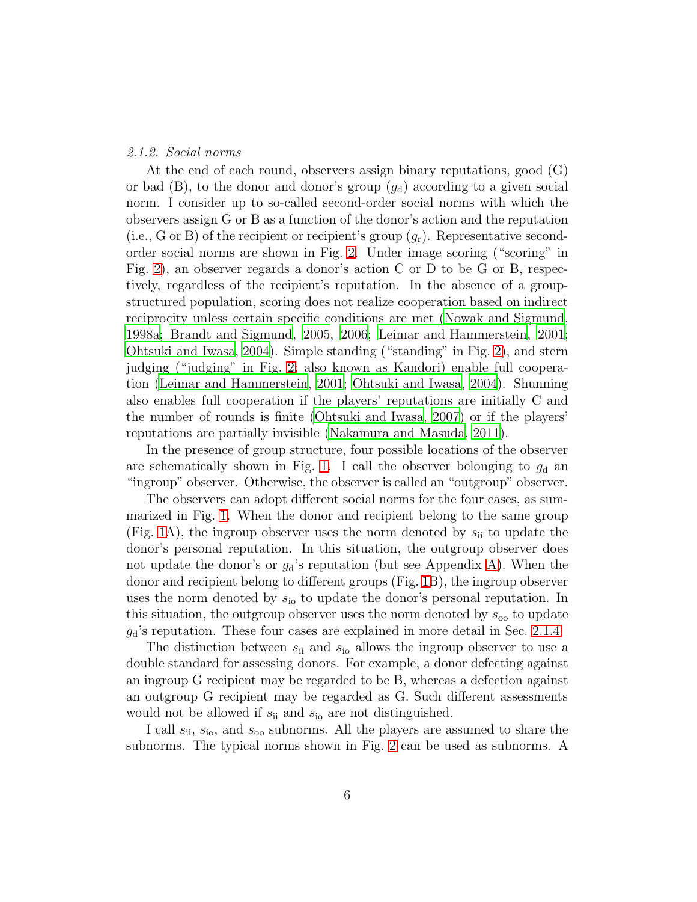#### *2.1.2. Social norms*

At the end of each round, observers assign binary reputations, good (G) or bad (B), to the donor and donor's group ($g_{\rm d}$) according to a given social norm. I consider up to so-called second-order social norms with which the observers assign G or B as a function of the donor's action and the reputation (i.e., G or B) of the recipient or recipient's group ($g_{\rm r}$). Representative second-order social norms are shown in Fig. 2. Under image scoring ("scoring" in Fig. 2), an observer regards a donor's action C or D to be G or B, respectively, regardless of the recipient's reputation. In the absence of a group-structured population, scoring does not realize cooperation based on indirect reciprocity unless certain specific conditions are met (Nowak and Sigmund, 1998a; Brandt and Sigmund, 2005, 2006; Leimar and Hammerstein, 2001; Ohtsuki and Iwasa, 2004). Simple standing ("standing" in Fig. 2), and stern judging ("judging" in Fig. 2; also known as Kandori) enable full cooperation (Leimar and Hammerstein, 2001; Ohtsuki and Iwasa, 2004). Shunning also enables full cooperation if the players' reputations are initially C and the number of rounds is finite (Ohtsuki and Iwasa, 2007) or if the players' reputations are partially invisible (Nakamura and Masuda, 2011).

In the presence of group structure, four possible locations of the observer are schematically shown in Fig. 1. I call the observer belonging to $g_{\rm d}$ an "ingroup" observer. Otherwise, the observer is called an "outgroup" observer.

The observers can adopt different social norms for the four cases, as summarized in Fig. 1. When the donor and recipient belong to the same group (Fig. 1A), the ingroup observer uses the norm denoted by $s_{\rm ii}$ to update the donor's personal reputation. In this situation, the outgroup observer does not update the donor's or $g_{\rm d}$'s reputation (but see Appendix A). When the donor and recipient belong to different groups (Fig. 1B), the ingroup observer uses the norm denoted by $s_{\rm io}$ to update the donor's personal reputation. In this situation, the outgroup observer uses the norm denoted by $s_{\rm oo}$ to update $g_{\rm d}$'s reputation. These four cases are explained in more detail in Sec. 2.1.4.

The distinction between $s_{\rm ii}$ and $s_{\rm io}$ allows the ingroup observer to use a double standard for assessing donors. For example, a donor defecting against an ingroup G recipient may be regarded to be B, whereas a defection against an outgroup G recipient may be regarded as G. Such different assessments would not be allowed if $s_{\rm ii}$ and $s_{\rm io}$ are not distinguished.

I call $s_{\rm ii}$, $s_{\rm io}$, and $s_{\rm oo}$ subnorms. All the players are assumed to share the subnorms. The typical norms shown in Fig. 2 can be used as subnorms. A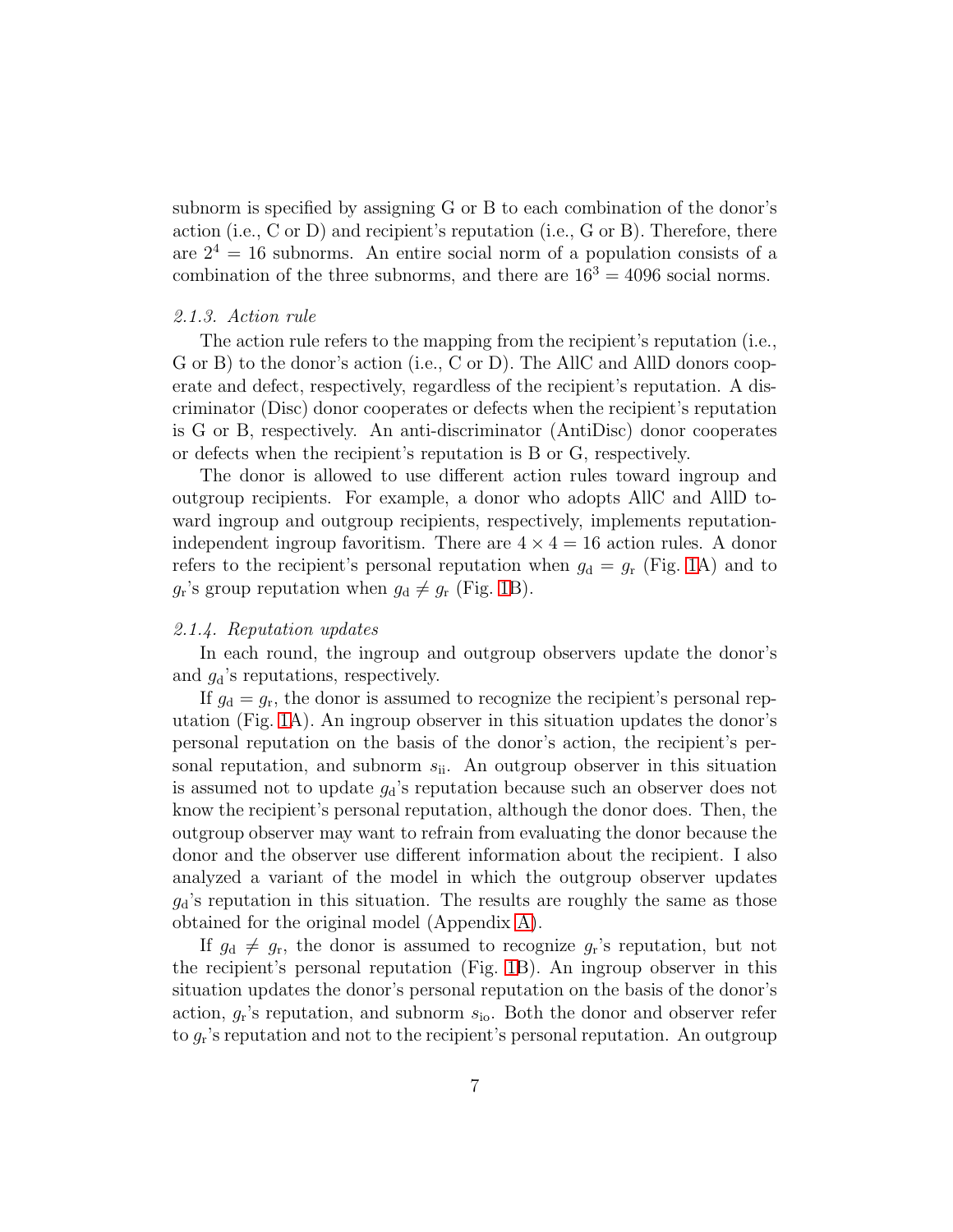subnorm is specified by assigning G or B to each combination of the donor's action (i.e., C or D) and recipient's reputation (i.e., G or B). Therefore, there are $2^4 = 16$ subnorms. An entire social norm of a population consists of a combination of the three subnorms, and there are $16^3 = 4096$ social norms.

### *2.1.3. Action rule*

The action rule refers to the mapping from the recipient's reputation (i.e., G or B) to the donor's action (i.e., C or D). The AllC and AllD donors cooperate and defect, respectively, regardless of the recipient's reputation. A discriminator (Disc) donor cooperates or defects when the recipient's reputation is G or B, respectively. An anti-discriminator (AntiDisc) donor cooperates or defects when the recipient's reputation is B or G, respectively.

The donor is allowed to use different action rules toward ingroup and outgroup recipients. For example, a donor who adopts AllC and AllD toward ingroup and outgroup recipients, respectively, implements reputation-independent ingroup favoritism. There are $4 \times 4 = 16$ action rules. A donor refers to the recipient's personal reputation when $g_{\mathrm{d}} = g_{\mathrm{r}}$ (Fig. 1A) and to $g_{\mathrm{r}}$'s group reputation when $g_{\mathrm{d}} \neq g_{\mathrm{r}}$ (Fig. 1B).

### *2.1.4. Reputation updates*

In each round, the ingroup and outgroup observers update the donor's and $g_{\mathrm{d}}$'s reputations, respectively.

If $g_{\mathrm{d}} = g_{\mathrm{r}}$, the donor is assumed to recognize the recipient's personal reputation (Fig. 1A). An ingroup observer in this situation updates the donor's personal reputation on the basis of the donor's action, the recipient's personal reputation, and subnorm $s_{\mathrm{ii}}$. An outgroup observer in this situation is assumed not to update $g_{\mathrm{d}}$'s reputation because such an observer does not know the recipient's personal reputation, although the donor does. Then, the outgroup observer may want to refrain from evaluating the donor because the donor and the observer use different information about the recipient. I also analyzed a variant of the model in which the outgroup observer updates $g_{\mathrm{d}}$'s reputation in this situation. The results are roughly the same as those obtained for the original model (Appendix A).

If $g_{\mathrm{d}} \neq g_{\mathrm{r}}$, the donor is assumed to recognize $g_{\mathrm{r}}$'s reputation, but not the recipient's personal reputation (Fig. 1B). An ingroup observer in this situation updates the donor's personal reputation on the basis of the donor's action, $g_{\mathrm{r}}$'s reputation, and subnorm $s_{\mathrm{io}}$. Both the donor and observer refer to $g_{\mathrm{r}}$'s reputation and not to the recipient's personal reputation. An outgroup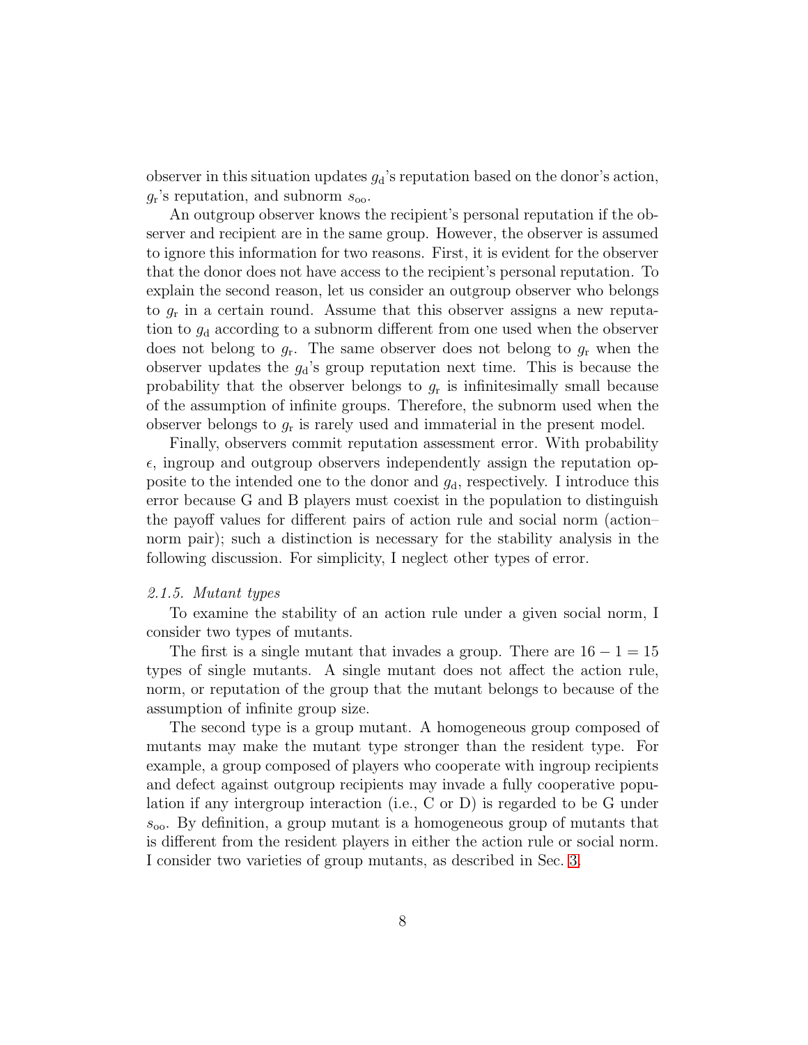observer in this situation updates $g_{\rm d}$'s reputation based on the donor's action, $g_{\rm r}$'s reputation, and subnorm $s_{\rm oo}$.

An outgroup observer knows the recipient's personal reputation if the observer and recipient are in the same group. However, the observer is assumed to ignore this information for two reasons. First, it is evident for the observer that the donor does not have access to the recipient's personal reputation. To explain the second reason, let us consider an outgroup observer who belongs to $g_{\rm r}$ in a certain round. Assume that this observer assigns a new reputation to $g_{\rm d}$ according to a subnorm different from one used when the observer does not belong to $g_{\rm r}$. The same observer does not belong to $g_{\rm r}$ when the observer updates the $g_{\rm d}$'s group reputation next time. This is because the probability that the observer belongs to $g_{\rm r}$ is infinitesimally small because of the assumption of infinite groups. Therefore, the subnorm used when the observer belongs to $g_{\rm r}$ is rarely used and immaterial in the present model.

Finally, observers commit reputation assessment error. With probability $\epsilon$, ingroup and outgroup observers independently assign the reputation opposite to the intended one to the donor and $g_{\rm d}$, respectively. I introduce this error because G and B players must coexist in the population to distinguish the payoff values for different pairs of action rule and social norm (action–norm pair); such a distinction is necessary for the stability analysis in the following discussion. For simplicity, I neglect other types of error.

### *2.1.5. Mutant types*

To examine the stability of an action rule under a given social norm, I consider two types of mutants.

The first is a single mutant that invades a group. There are $16 - 1 = 15$ types of single mutants. A single mutant does not affect the action rule, norm, or reputation of the group that the mutant belongs to because of the assumption of infinite group size.

The second type is a group mutant. A homogeneous group composed of mutants may make the mutant type stronger than the resident type. For example, a group composed of players who cooperate with ingroup recipients and defect against outgroup recipients may invade a fully cooperative population if any intergroup interaction (i.e., C or D) is regarded to be G under $s_{\rm oo}$. By definition, a group mutant is a homogeneous group of mutants that is different from the resident players in either the action rule or social norm. I consider two varieties of group mutants, as described in Sec. 3.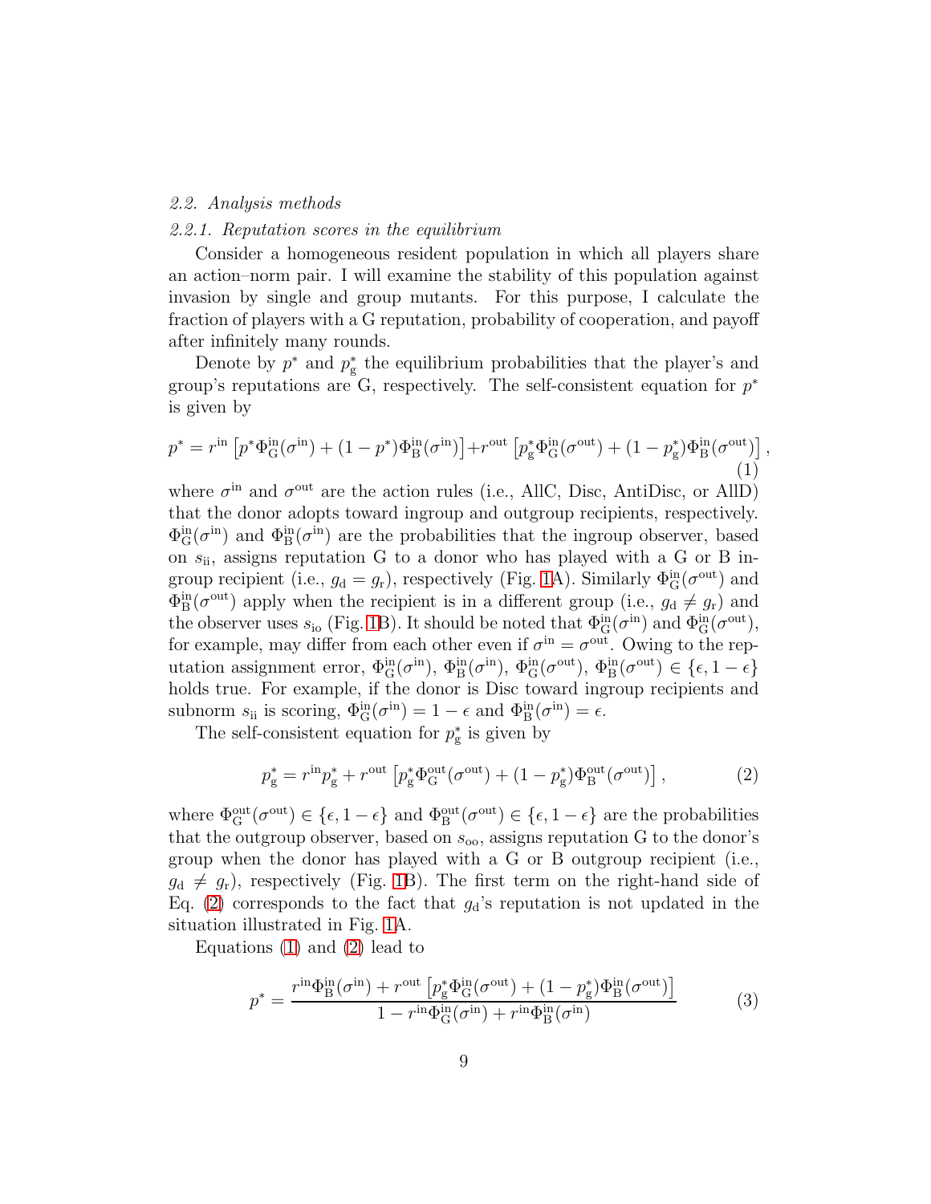### *2.2. Analysis methods*

#### *2.2.1. Reputation scores in the equilibrium*

Consider a homogeneous resident population in which all players share an action–norm pair. I will examine the stability of this population against invasion by single and group mutants. For this purpose, I calculate the fraction of players with a G reputation, probability of cooperation, and payoff after infinitely many rounds.

Denote by $p^*$ and $p^*_{\rm g}$ the equilibrium probabilities that the player's and group's reputations are G, respectively. The self-consistent equation for $p^*$ is given by

$$p^* = r^{\rm in}\left[p^*\Phi^{\rm in}_{\rm G}(\sigma^{\rm in}) + (1-p^*)\Phi^{\rm in}_{\rm B}(\sigma^{\rm in})\right] + r^{\rm out}\left[p^*_{\rm g}\Phi^{\rm in}_{\rm G}(\sigma^{\rm out}) + (1-p^*_{\rm g})\Phi^{\rm in}_{\rm B}(\sigma^{\rm out})\right], \tag{1}$$

where $\sigma^{\rm in}$ and $\sigma^{\rm out}$ are the action rules (i.e., AllC, Disc, AntiDisc, or AllD) that the donor adopts toward ingroup and outgroup recipients, respectively. $\Phi^{\rm in}_{\rm G}(\sigma^{\rm in})$ and $\Phi^{\rm in}_{\rm B}(\sigma^{\rm in})$ are the probabilities that the ingroup observer, based on $s_{\rm ii}$, assigns reputation G to a donor who has played with a G or B ingroup recipient (i.e., $g_{\rm d} = g_{\rm r}$), respectively (Fig. 1A). Similarly $\Phi^{\rm in}_{\rm G}(\sigma^{\rm out})$ and $\Phi^{\rm in}_{\rm B}(\sigma^{\rm out})$ apply when the recipient is in a different group (i.e., $g_{\rm d} \neq g_{\rm r}$) and the observer uses $s_{\rm io}$ (Fig. 1B). It should be noted that $\Phi^{\rm in}_{\rm G}(\sigma^{\rm in})$ and $\Phi^{\rm in}_{\rm G}(\sigma^{\rm out})$, for example, may differ from each other even if $\sigma^{\rm in} = \sigma^{\rm out}$. Owing to the reputation assignment error, $\Phi^{\rm in}_{\rm G}(\sigma^{\rm in})$, $\Phi^{\rm in}_{\rm B}(\sigma^{\rm in})$, $\Phi^{\rm in}_{\rm G}(\sigma^{\rm out})$, $\Phi^{\rm in}_{\rm B}(\sigma^{\rm out}) \in \{\epsilon, 1-\epsilon\}$ holds true. For example, if the donor is Disc toward ingroup recipients and subnorm $s_{\rm ii}$ is scoring, $\Phi^{\rm in}_{\rm G}(\sigma^{\rm in}) = 1-\epsilon$ and $\Phi^{\rm in}_{\rm B}(\sigma^{\rm in}) = \epsilon$.

The self-consistent equation for $p^*_{\rm g}$ is given by

$$p^*_{\rm g} = r^{\rm in}p^*_{\rm g} + r^{\rm out}\left[p^*_{\rm g}\Phi^{\rm out}_{\rm G}(\sigma^{\rm out}) + (1-p^*_{\rm g})\Phi^{\rm out}_{\rm B}(\sigma^{\rm out})\right], \tag{2}$$

where $\Phi^{\rm out}_{\rm G}(\sigma^{\rm out}) \in \{\epsilon, 1-\epsilon\}$ and $\Phi^{\rm out}_{\rm B}(\sigma^{\rm out}) \in \{\epsilon, 1-\epsilon\}$ are the probabilities that the outgroup observer, based on $s_{\rm oo}$, assigns reputation G to the donor's group when the donor has played with a G or B outgroup recipient (i.e., $g_{\rm d} \neq g_{\rm r}$), respectively (Fig. 1B). The first term on the right-hand side of Eq. (2) corresponds to the fact that $g_{\rm d}$'s reputation is not updated in the situation illustrated in Fig. 1A.

Equations (1) and (2) lead to

$$p^* = \frac{r^{\rm in}\Phi^{\rm in}_{\rm B}(\sigma^{\rm in}) + r^{\rm out}\left[p^*_{\rm g}\Phi^{\rm in}_{\rm G}(\sigma^{\rm out}) + (1-p^*_{\rm g})\Phi^{\rm in}_{\rm B}(\sigma^{\rm out})\right]}{1 - r^{\rm in}\Phi^{\rm in}_{\rm G}(\sigma^{\rm in}) + r^{\rm in}\Phi^{\rm in}_{\rm B}(\sigma^{\rm in})} \tag{3}$$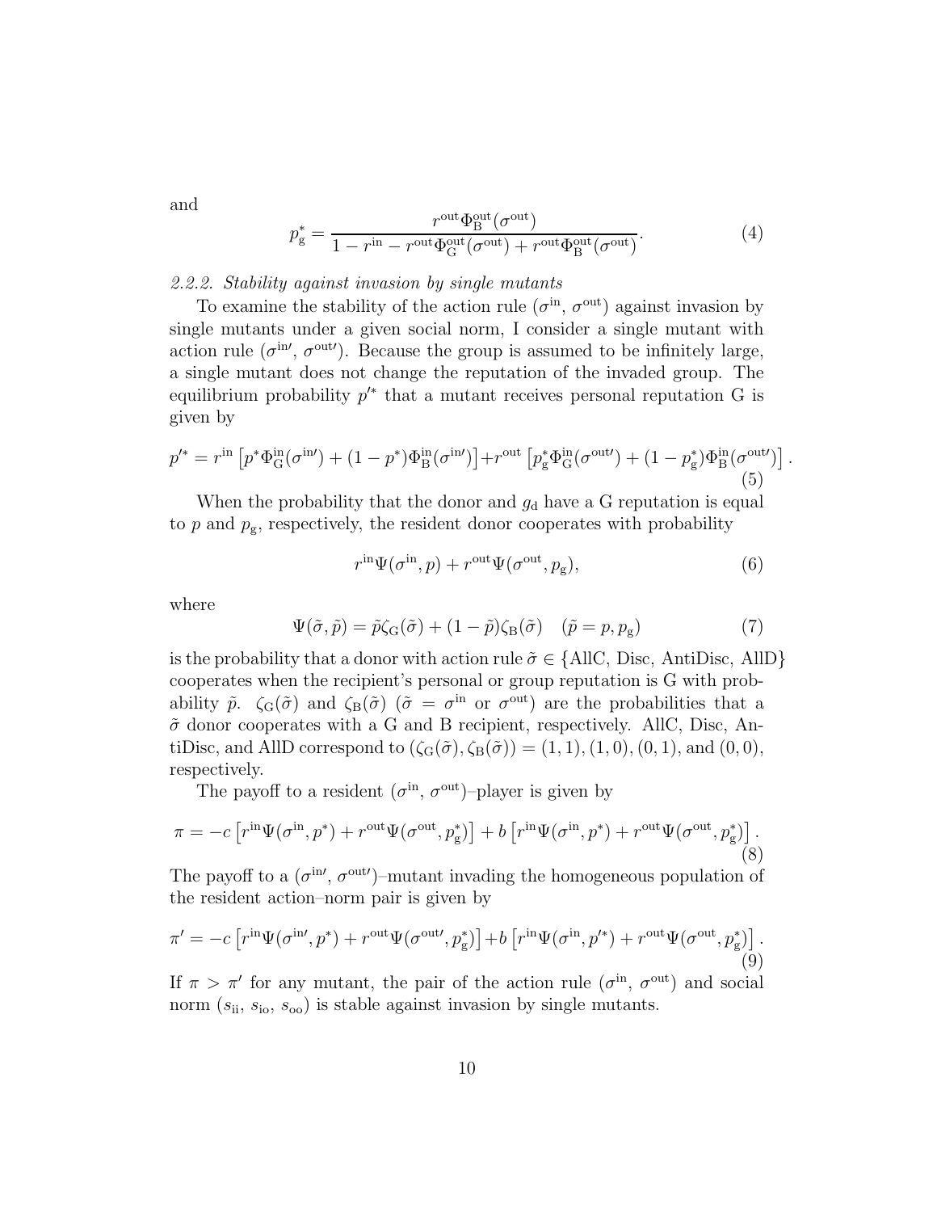and

$$p_{\mathrm{g}}^{*} = \frac{r^{\mathrm{out}}\Phi_{\mathrm{B}}^{\mathrm{out}}(\sigma^{\mathrm{out}})}{1 - r^{\mathrm{in}} - r^{\mathrm{out}}\Phi_{\mathrm{G}}^{\mathrm{out}}(\sigma^{\mathrm{out}}) + r^{\mathrm{out}}\Phi_{\mathrm{B}}^{\mathrm{out}}(\sigma^{\mathrm{out}})}. \tag{4}$$

*2.2.2. Stability against invasion by single mutants*

To examine the stability of the action rule ($\sigma^{\mathrm{in}}$, $\sigma^{\mathrm{out}}$) against invasion by single mutants under a given social norm, I consider a single mutant with action rule ($\sigma^{\mathrm{in}\prime}$, $\sigma^{\mathrm{out}\prime}$). Because the group is assumed to be infinitely large, a single mutant does not change the reputation of the invaded group. The equilibrium probability $p'^{*}$ that a mutant receives personal reputation G is given by

$$p'^{*} = r^{\mathrm{in}}\left[p^{*}\Phi_{\mathrm{G}}^{\mathrm{in}}(\sigma^{\mathrm{in}\prime}) + (1-p^{*})\Phi_{\mathrm{B}}^{\mathrm{in}}(\sigma^{\mathrm{in}\prime})\right] + r^{\mathrm{out}}\left[p_{\mathrm{g}}^{*}\Phi_{\mathrm{G}}^{\mathrm{in}}(\sigma^{\mathrm{out}\prime}) + (1-p_{\mathrm{g}}^{*})\Phi_{\mathrm{B}}^{\mathrm{in}}(\sigma^{\mathrm{out}\prime})\right]. \tag{5}$$

When the probability that the donor and $g_{\mathrm{d}}$ have a G reputation is equal to $p$ and $p_{\mathrm{g}}$, respectively, the resident donor cooperates with probability

$$r^{\mathrm{in}}\Psi(\sigma^{\mathrm{in}}, p) + r^{\mathrm{out}}\Psi(\sigma^{\mathrm{out}}, p_{\mathrm{g}}), \tag{6}$$

where

$$\Psi(\tilde{\sigma}, \tilde{p}) = \tilde{p}\zeta_{\mathrm{G}}(\tilde{\sigma}) + (1-\tilde{p})\zeta_{\mathrm{B}}(\tilde{\sigma}) \quad (\tilde{p} = p, p_{\mathrm{g}}) \tag{7}$$

is the probability that a donor with action rule $\tilde{\sigma} \in \{$AllC, Disc, AntiDisc, AllD$\}$ cooperates when the recipient's personal or group reputation is G with probability $\tilde{p}$. $\zeta_{\mathrm{G}}(\tilde{\sigma})$ and $\zeta_{\mathrm{B}}(\tilde{\sigma})$ ($\tilde{\sigma} = \sigma^{\mathrm{in}}$ or $\sigma^{\mathrm{out}}$) are the probabilities that a $\tilde{\sigma}$ donor cooperates with a G and B recipient, respectively. AllC, Disc, AntiDisc, and AllD correspond to $(\zeta_{\mathrm{G}}(\tilde{\sigma}), \zeta_{\mathrm{B}}(\tilde{\sigma})) = (1,1), (1,0), (0,1)$, and $(0,0)$, respectively.

The payoff to a resident ($\sigma^{\mathrm{in}}$, $\sigma^{\mathrm{out}}$)–player is given by

$$\pi = -c\left[r^{\mathrm{in}}\Psi(\sigma^{\mathrm{in}}, p^{*}) + r^{\mathrm{out}}\Psi(\sigma^{\mathrm{out}}, p_{\mathrm{g}}^{*})\right] + b\left[r^{\mathrm{in}}\Psi(\sigma^{\mathrm{in}}, p^{*}) + r^{\mathrm{out}}\Psi(\sigma^{\mathrm{out}}, p_{\mathrm{g}}^{*})\right]. \tag{8}$$

The payoff to a ($\sigma^{\mathrm{in}\prime}$, $\sigma^{\mathrm{out}\prime}$)–mutant invading the homogeneous population of the resident action–norm pair is given by

$$\pi' = -c\left[r^{\mathrm{in}}\Psi(\sigma^{\mathrm{in}\prime}, p^{*}) + r^{\mathrm{out}}\Psi(\sigma^{\mathrm{out}\prime}, p_{\mathrm{g}}^{*})\right] + b\left[r^{\mathrm{in}}\Psi(\sigma^{\mathrm{in}}, p'^{*}) + r^{\mathrm{out}}\Psi(\sigma^{\mathrm{out}}, p_{\mathrm{g}}^{*})\right]. \tag{9}$$

If $\pi > \pi'$ for any mutant, the pair of the action rule ($\sigma^{\mathrm{in}}$, $\sigma^{\mathrm{out}}$) and social norm ($s_{\mathrm{ii}}$, $s_{\mathrm{io}}$, $s_{\mathrm{oo}}$) is stable against invasion by single mutants.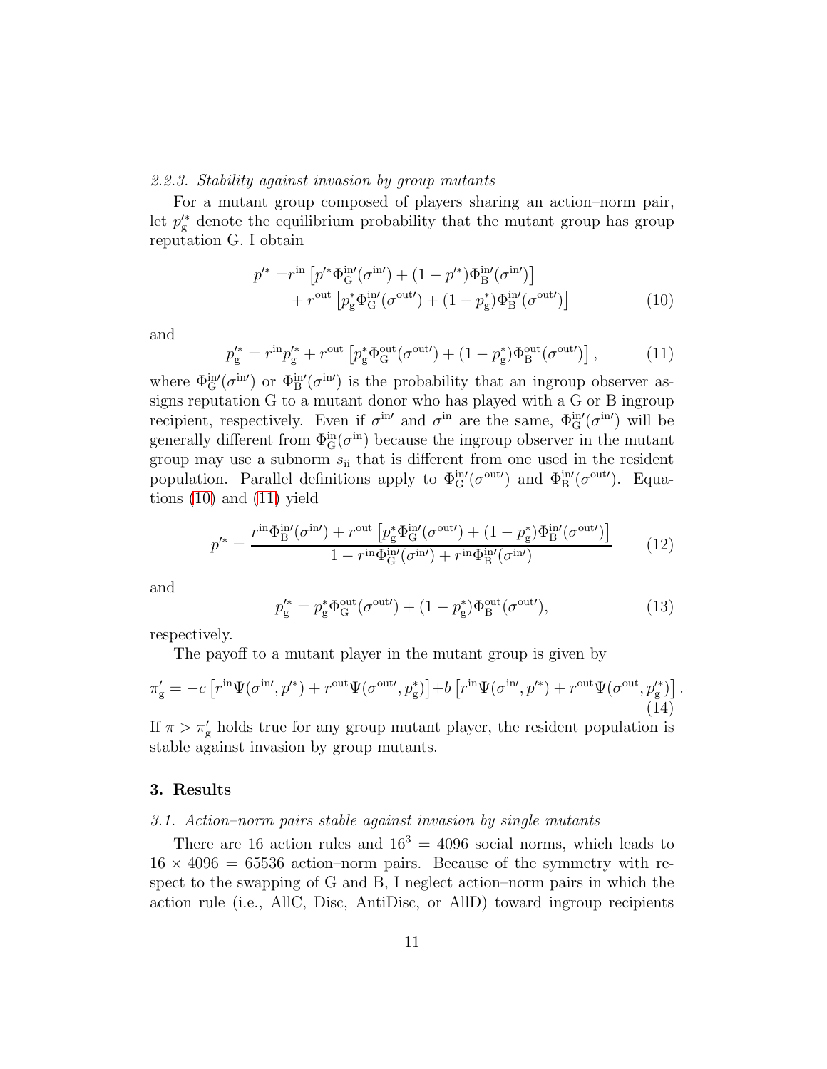### 2.2.3. Stability against invasion by group mutants

For a mutant group composed of players sharing an action–norm pair, let $p_{\rm g}^{\prime *}$ denote the equilibrium probability that the mutant group has group reputation G. I obtain

$$
\begin{aligned}
p^{\prime *} =& r^{\rm in}\left[p^{\prime *}\Phi_{\rm G}^{\rm in\prime}(\sigma^{\rm in\prime}) + (1-p^{\prime *})\Phi_{\rm B}^{\rm in\prime}(\sigma^{\rm in\prime})\right] \\
&+ r^{\rm out}\left[p_{\rm g}^{*}\Phi_{\rm G}^{\rm in\prime}(\sigma^{\rm out\prime}) + (1-p_{\rm g}^{*})\Phi_{\rm B}^{\rm in\prime}(\sigma^{\rm out\prime})\right]
\end{aligned}
\tag{10}
$$

and

$$
p_{\rm g}^{\prime *} = r^{\rm in}p_{\rm g}^{\prime *} + r^{\rm out}\left[p_{\rm g}^{*}\Phi_{\rm G}^{\rm out}(\sigma^{\rm out\prime}) + (1-p_{\rm g}^{*})\Phi_{\rm B}^{\rm out}(\sigma^{\rm out\prime})\right], \tag{11}
$$

where $\Phi_{\rm G}^{\rm in\prime}(\sigma^{\rm in\prime})$ or $\Phi_{\rm B}^{\rm in\prime}(\sigma^{\rm in\prime})$ is the probability that an ingroup observer assigns reputation G to a mutant donor who has played with a G or B ingroup recipient, respectively. Even if $\sigma^{\rm in\prime}$ and $\sigma^{\rm in}$ are the same, $\Phi_{\rm G}^{\rm in\prime}(\sigma^{\rm in\prime})$ will be generally different from $\Phi_{\rm G}^{\rm in}(\sigma^{\rm in})$ because the ingroup observer in the mutant group may use a subnorm $s_{\rm ii}$ that is different from one used in the resident population. Parallel definitions apply to $\Phi_{\rm G}^{\rm in\prime}(\sigma^{\rm out\prime})$ and $\Phi_{\rm B}^{\rm in\prime}(\sigma^{\rm out\prime})$. Equations (10) and (11) yield

$$
p^{\prime *} = \frac{r^{\rm in}\Phi_{\rm B}^{\rm in\prime}(\sigma^{\rm in\prime}) + r^{\rm out}\left[p_{\rm g}^{*}\Phi_{\rm G}^{\rm in\prime}(\sigma^{\rm out\prime}) + (1-p_{\rm g}^{*})\Phi_{\rm B}^{\rm in\prime}(\sigma^{\rm out\prime})\right]}{1 - r^{\rm in}\Phi_{\rm G}^{\rm in\prime}(\sigma^{\rm in\prime}) + r^{\rm in}\Phi_{\rm B}^{\rm in\prime}(\sigma^{\rm in\prime})} \tag{12}
$$

and

$$
p_{\rm g}^{\prime *} = p_{\rm g}^{*}\Phi_{\rm G}^{\rm out}(\sigma^{\rm out\prime}) + (1-p_{\rm g}^{*})\Phi_{\rm B}^{\rm out}(\sigma^{\rm out\prime}), \tag{13}
$$

respectively.

The payoff to a mutant player in the mutant group is given by

$$
\pi_{\rm g}^{\prime} = -c\left[r^{\rm in}\Psi(\sigma^{\rm in\prime}, p^{\prime *}) + r^{\rm out}\Psi(\sigma^{\rm out\prime}, p_{\rm g}^{*})\right] + b\left[r^{\rm in}\Psi(\sigma^{\rm in\prime}, p^{\prime *}) + r^{\rm out}\Psi(\sigma^{\rm out}, p_{\rm g}^{\prime *})\right]. \tag{14}
$$

If $\pi > \pi_{\rm g}^{\prime}$ holds true for any group mutant player, the resident population is stable against invasion by group mutants.

## 3. Results

### 3.1. Action–norm pairs stable against invasion by single mutants

There are 16 action rules and $16^3 = 4096$ social norms, which leads to $16 \times 4096 = 65536$ action–norm pairs. Because of the symmetry with respect to the swapping of G and B, I neglect action–norm pairs in which the action rule (i.e., AllC, Disc, AntiDisc, or AllD) toward ingroup recipients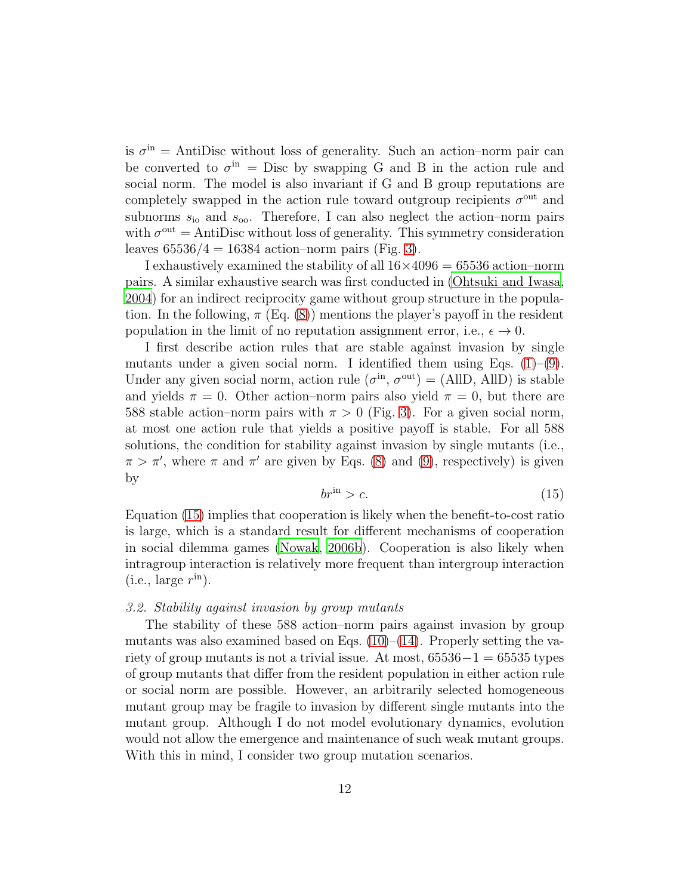is $\sigma^{\text{in}}$ = AntiDisc without loss of generality. Such an action–norm pair can be converted to $\sigma^{\text{in}}$ = Disc by swapping G and B in the action rule and social norm. The model is also invariant if G and B group reputations are completely swapped in the action rule toward outgroup recipients $\sigma^{\text{out}}$ and subnorms $s_{\text{io}}$ and $s_{\text{oo}}$. Therefore, I can also neglect the action–norm pairs with $\sigma^{\text{out}}$ = AntiDisc without loss of generality. This symmetry consideration leaves $65536/4 = 16384$ action–norm pairs (Fig. 3).

I exhaustively examined the stability of all $16 \times 4096 = 65536$ action–norm pairs. A similar exhaustive search was first conducted in (Ohtsuki and Iwasa, 2004) for an indirect reciprocity game without group structure in the population. In the following, $\pi$ (Eq. (8)) mentions the player's payoff in the resident population in the limit of no reputation assignment error, i.e., $\epsilon \to 0$.

I first describe action rules that are stable against invasion by single mutants under a given social norm. I identified them using Eqs. (1)–(9). Under any given social norm, action rule ($\sigma^{\text{in}}$, $\sigma^{\text{out}}$) = (AllD, AllD) is stable and yields $\pi = 0$. Other action–norm pairs also yield $\pi = 0$, but there are 588 stable action–norm pairs with $\pi > 0$ (Fig. 3). For a given social norm, at most one action rule that yields a positive payoff is stable. For all 588 solutions, the condition for stability against invasion by single mutants (i.e., $\pi > \pi'$, where $\pi$ and $\pi'$ are given by Eqs. (8) and (9), respectively) is given by

$$br^{\text{in}} > c. \tag{15}$$

Equation (15) implies that cooperation is likely when the benefit-to-cost ratio is large, which is a standard result for different mechanisms of cooperation in social dilemma games (Nowak, 2006b). Cooperation is also likely when intragroup interaction is relatively more frequent than intergroup interaction (i.e., large $r^{\text{in}}$).

### *3.2. Stability against invasion by group mutants*

The stability of these 588 action–norm pairs against invasion by group mutants was also examined based on Eqs. (10)–(14). Properly setting the variety of group mutants is not a trivial issue. At most, $65536 - 1 = 65535$ types of group mutants that differ from the resident population in either action rule or social norm are possible. However, an arbitrarily selected homogeneous mutant group may be fragile to invasion by different single mutants into the mutant group. Although I do not model evolutionary dynamics, evolution would not allow the emergence and maintenance of such weak mutant groups. With this in mind, I consider two group mutation scenarios.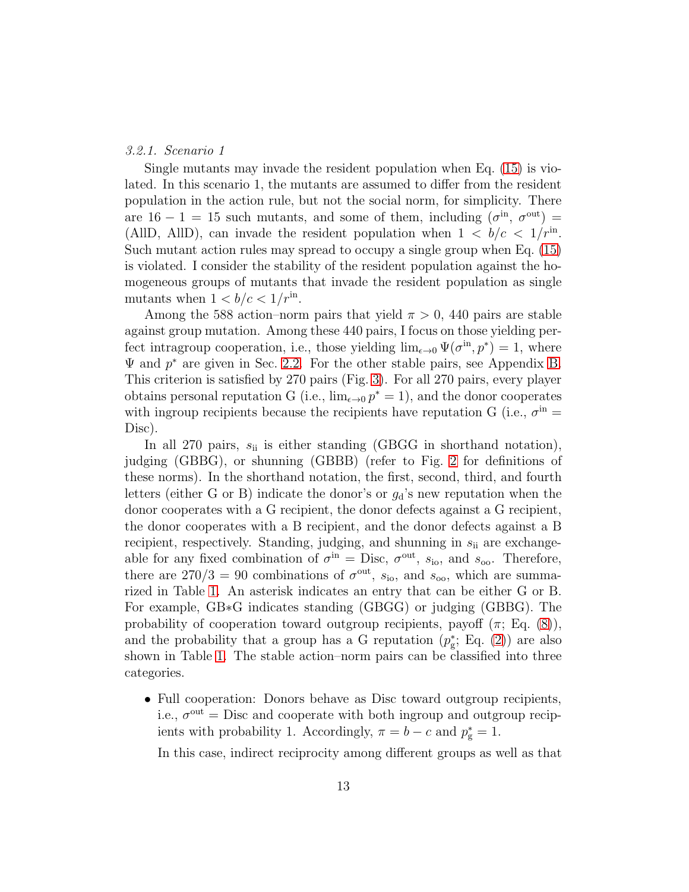#### 3.2.1. Scenario 1

Single mutants may invade the resident population when Eq. (15) is violated. In this scenario 1, the mutants are assumed to differ from the resident population in the action rule, but not the social norm, for simplicity. There are $16 - 1 = 15$ such mutants, and some of them, including $(\sigma^{\text{in}}, \sigma^{\text{out}}) =$ (AllD, AllD), can invade the resident population when $1 < b/c < 1/r^{\text{in}}$. Such mutant action rules may spread to occupy a single group when Eq. (15) is violated. I consider the stability of the resident population against the homogeneous groups of mutants that invade the resident population as single mutants when $1 < b/c < 1/r^{\text{in}}$.

Among the 588 action–norm pairs that yield $\pi > 0$, 440 pairs are stable against group mutation. Among these 440 pairs, I focus on those yielding perfect intragroup cooperation, i.e., those yielding $\lim_{\epsilon \to 0} \Psi(\sigma^{\text{in}}, p^*) = 1$, where $\Psi$ and $p^*$ are given in Sec. 2.2. For the other stable pairs, see Appendix B. This criterion is satisfied by 270 pairs (Fig. 3). For all 270 pairs, every player obtains personal reputation G (i.e., $\lim_{\epsilon \to 0} p^* = 1$), and the donor cooperates with ingroup recipients because the recipients have reputation G (i.e., $\sigma^{\text{in}} =$ Disc).

In all 270 pairs, $s_{\text{ii}}$ is either standing (GBGG in shorthand notation), judging (GBBG), or shunning (GBBB) (refer to Fig. 2 for definitions of these norms). In the shorthand notation, the first, second, third, and fourth letters (either G or B) indicate the donor's or $g_{\text{d}}$'s new reputation when the donor cooperates with a G recipient, the donor defects against a G recipient, the donor cooperates with a B recipient, and the donor defects against a B recipient, respectively. Standing, judging, and shunning in $s_{\text{ii}}$ are exchangeable for any fixed combination of $\sigma^{\text{in}} =$ Disc, $\sigma^{\text{out}}$, $s_{\text{io}}$, and $s_{\text{oo}}$. Therefore, there are $270/3 = 90$ combinations of $\sigma^{\text{out}}$, $s_{\text{io}}$, and $s_{\text{oo}}$, which are summarized in Table 1. An asterisk indicates an entry that can be either G or B. For example, GB*G indicates standing (GBGG) or judging (GBBG). The probability of cooperation toward outgroup recipients, payoff ($\pi$; Eq. (8)), and the probability that a group has a G reputation ($p_{\text{g}}^*$; Eq. (2)) are also shown in Table 1. The stable action–norm pairs can be classified into three categories.

- Full cooperation: Donors behave as Disc toward outgroup recipients, i.e., $\sigma^{\text{out}} =$ Disc and cooperate with both ingroup and outgroup recipients with probability 1. Accordingly, $\pi = b - c$ and $p_{\text{g}}^* = 1$.

  In this case, indirect reciprocity among different groups as well as that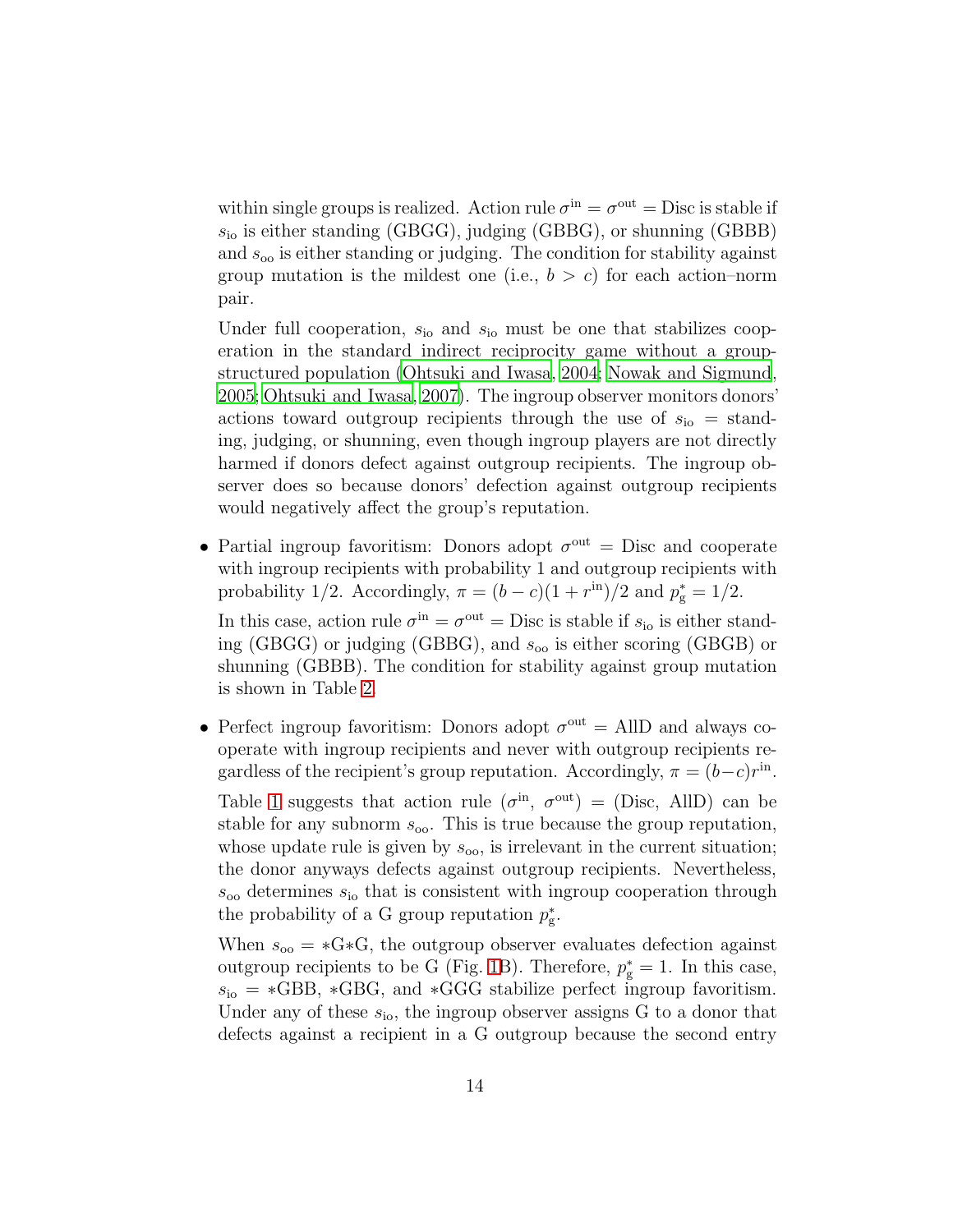within single groups is realized. Action rule $\sigma^{\text{in}} = \sigma^{\text{out}} = \text{Disc}$ is stable if $s_{\text{io}}$ is either standing (GBGG), judging (GBBG), or shunning (GBBB) and $s_{\text{oo}}$ is either standing or judging. The condition for stability against group mutation is the mildest one (i.e., $b > c$) for each action–norm pair.

Under full cooperation, $s_{\text{io}}$ and $s_{\text{io}}$ must be one that stabilizes cooperation in the standard indirect reciprocity game without a group-structured population (Ohtsuki and Iwasa, 2004; Nowak and Sigmund, 2005; Ohtsuki and Iwasa, 2007). The ingroup observer monitors donors' actions toward outgroup recipients through the use of $s_{\text{io}}$ = standing, judging, or shunning, even though ingroup players are not directly harmed if donors defect against outgroup recipients. The ingroup observer does so because donors' defection against outgroup recipients would negatively affect the group's reputation.

- Partial ingroup favoritism: Donors adopt $\sigma^{\text{out}} = \text{Disc}$ and cooperate with ingroup recipients with probability 1 and outgroup recipients with probability 1/2. Accordingly, $\pi = (b - c)(1 + r^{\text{in}})/2$ and $p^*_{\text{g}} = 1/2$.

  In this case, action rule $\sigma^{\text{in}} = \sigma^{\text{out}} = \text{Disc}$ is stable if $s_{\text{io}}$ is either standing (GBGG) or judging (GBBG), and $s_{\text{oo}}$ is either scoring (GBGB) or shunning (GBBB). The condition for stability against group mutation is shown in Table 2.

- Perfect ingroup favoritism: Donors adopt $\sigma^{\text{out}} = \text{AllD}$ and always cooperate with ingroup recipients and never with outgroup recipients regardless of the recipient's group reputation. Accordingly, $\pi = (b-c)r^{\text{in}}$.

  Table 1 suggests that action rule ($\sigma^{\text{in}}$, $\sigma^{\text{out}}$) = (Disc, AllD) can be stable for any subnorm $s_{\text{oo}}$. This is true because the group reputation, whose update rule is given by $s_{\text{oo}}$, is irrelevant in the current situation; the donor anyways defects against outgroup recipients. Nevertheless, $s_{\text{oo}}$ determines $s_{\text{io}}$ that is consistent with ingroup cooperation through the probability of a G group reputation $p^*_{\text{g}}$.

  When $s_{\text{oo}}$ = ∗G∗G, the outgroup observer evaluates defection against outgroup recipients to be G (Fig. 1B). Therefore, $p^*_{\text{g}} = 1$. In this case, $s_{\text{io}}$ = ∗GBB, ∗GBG, and ∗GGG stabilize perfect ingroup favoritism. Under any of these $s_{\text{io}}$, the ingroup observer assigns G to a donor that defects against a recipient in a G outgroup because the second entry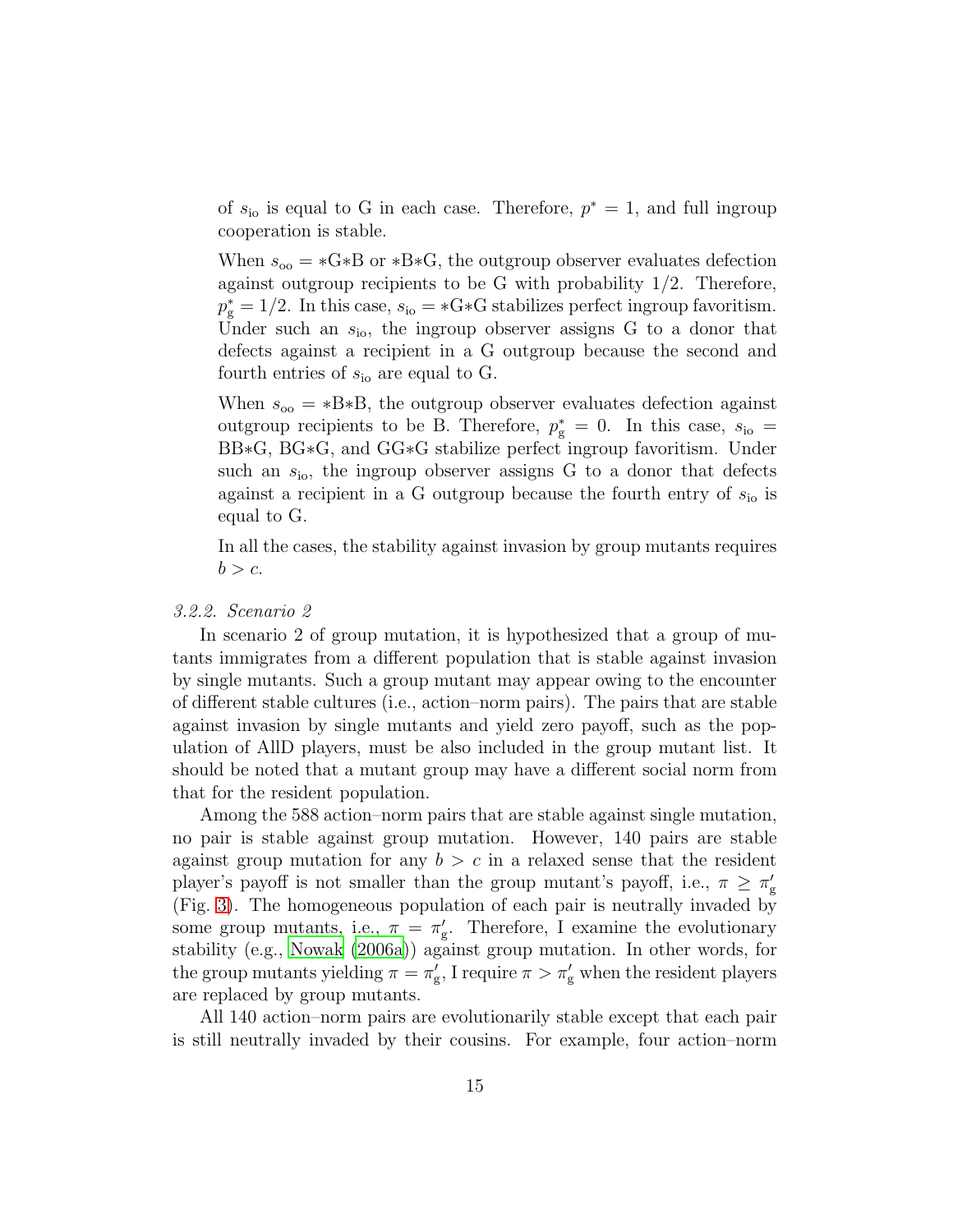of $s_{\mathrm{io}}$ is equal to G in each case. Therefore, $p^* = 1$, and full ingroup cooperation is stable.

When $s_{\mathrm{oo}} = $ ∗G∗B or ∗B∗G, the outgroup observer evaluates defection against outgroup recipients to be G with probability 1/2. Therefore, $p_{\mathrm{g}}^* = 1/2$. In this case, $s_{\mathrm{io}} = $ ∗G∗G stabilizes perfect ingroup favoritism. Under such an $s_{\mathrm{io}}$, the ingroup observer assigns G to a donor that defects against a recipient in a G outgroup because the second and fourth entries of $s_{\mathrm{io}}$ are equal to G.

When $s_{\mathrm{oo}} = $ ∗B∗B, the outgroup observer evaluates defection against outgroup recipients to be B. Therefore, $p_{\mathrm{g}}^* = 0$. In this case, $s_{\mathrm{io}} = $ BB∗G, BG∗G, and GG∗G stabilize perfect ingroup favoritism. Under such an $s_{\mathrm{io}}$, the ingroup observer assigns G to a donor that defects against a recipient in a G outgroup because the fourth entry of $s_{\mathrm{io}}$ is equal to G.

In all the cases, the stability against invasion by group mutants requires $b > c$.

### 3.2.2. Scenario 2

In scenario 2 of group mutation, it is hypothesized that a group of mutants immigrates from a different population that is stable against invasion by single mutants. Such a group mutant may appear owing to the encounter of different stable cultures (i.e., action–norm pairs). The pairs that are stable against invasion by single mutants and yield zero payoff, such as the population of AllD players, must be also included in the group mutant list. It should be noted that a mutant group may have a different social norm from that for the resident population.

Among the 588 action–norm pairs that are stable against single mutation, no pair is stable against group mutation. However, 140 pairs are stable against group mutation for any $b > c$ in a relaxed sense that the resident player's payoff is not smaller than the group mutant's payoff, i.e., $\pi \geq \pi_{\mathrm{g}}'$ (Fig. 3). The homogeneous population of each pair is neutrally invaded by some group mutants, i.e., $\pi = \pi_{\mathrm{g}}'$. Therefore, I examine the evolutionary stability (e.g., Nowak (2006a)) against group mutation. In other words, for the group mutants yielding $\pi = \pi_{\mathrm{g}}'$, I require $\pi > \pi_{\mathrm{g}}'$ when the resident players are replaced by group mutants.

All 140 action–norm pairs are evolutionarily stable except that each pair is still neutrally invaded by their cousins. For example, four action–norm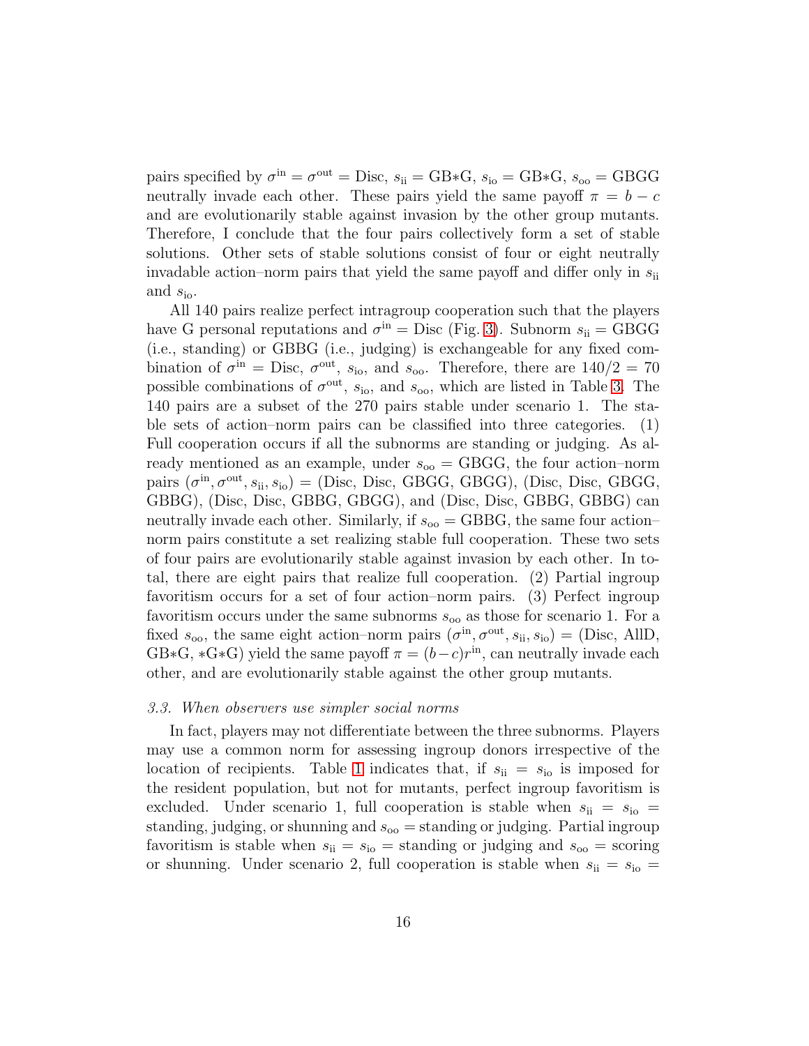pairs specified by $\sigma^{\text{in}} = \sigma^{\text{out}} =$ Disc, $s_{\text{ii}} =$ GB∗G, $s_{\text{io}} =$ GB∗G, $s_{\text{oo}} =$ GBGG neutrally invade each other. These pairs yield the same payoff $\pi = b - c$ and are evolutionarily stable against invasion by the other group mutants. Therefore, I conclude that the four pairs collectively form a set of stable solutions. Other sets of stable solutions consist of four or eight neutrally invadable action–norm pairs that yield the same payoff and differ only in $s_{\text{ii}}$ and $s_{\text{io}}$.

All 140 pairs realize perfect intragroup cooperation such that the players have G personal reputations and $\sigma^{\text{in}} =$ Disc (Fig. 3). Subnorm $s_{\text{ii}} =$ GBGG (i.e., standing) or GBBG (i.e., judging) is exchangeable for any fixed combination of $\sigma^{\text{in}} =$ Disc, $\sigma^{\text{out}}$, $s_{\text{io}}$, and $s_{\text{oo}}$. Therefore, there are $140/2 = 70$ possible combinations of $\sigma^{\text{out}}$, $s_{\text{io}}$, and $s_{\text{oo}}$, which are listed in Table 3. The 140 pairs are a subset of the 270 pairs stable under scenario 1. The stable sets of action–norm pairs can be classified into three categories. (1) Full cooperation occurs if all the subnorms are standing or judging. As already mentioned as an example, under $s_{\text{oo}} =$ GBGG, the four action–norm pairs $(\sigma^{\text{in}}, \sigma^{\text{out}}, s_{\text{ii}}, s_{\text{io}}) =$ (Disc, Disc, GBGG, GBGG), (Disc, Disc, GBGG, GBBG), (Disc, Disc, GBBG, GBGG), and (Disc, Disc, GBBG, GBBG) can neutrally invade each other. Similarly, if $s_{\text{oo}} =$ GBBG, the same four action–norm pairs constitute a set realizing stable full cooperation. These two sets of four pairs are evolutionarily stable against invasion by each other. In total, there are eight pairs that realize full cooperation. (2) Partial ingroup favoritism occurs for a set of four action–norm pairs. (3) Perfect ingroup favoritism occurs under the same subnorms $s_{\text{oo}}$ as those for scenario 1. For a fixed $s_{\text{oo}}$, the same eight action–norm pairs $(\sigma^{\text{in}}, \sigma^{\text{out}}, s_{\text{ii}}, s_{\text{io}}) =$ (Disc, AllD, GB∗G, ∗G∗G) yield the same payoff $\pi = (b-c)r^{\text{in}}$, can neutrally invade each other, and are evolutionarily stable against the other group mutants.

### 3.3. When observers use simpler social norms

In fact, players may not differentiate between the three subnorms. Players may use a common norm for assessing ingroup donors irrespective of the location of recipients. Table 1 indicates that, if $s_{\text{ii}} = s_{\text{io}}$ is imposed for the resident population, but not for mutants, perfect ingroup favoritism is excluded. Under scenario 1, full cooperation is stable when $s_{\text{ii}} = s_{\text{io}} =$ standing, judging, or shunning and $s_{\text{oo}} =$ standing or judging. Partial ingroup favoritism is stable when $s_{\text{ii}} = s_{\text{io}} =$ standing or judging and $s_{\text{oo}} =$ scoring or shunning. Under scenario 2, full cooperation is stable when $s_{\text{ii}} = s_{\text{io}} =$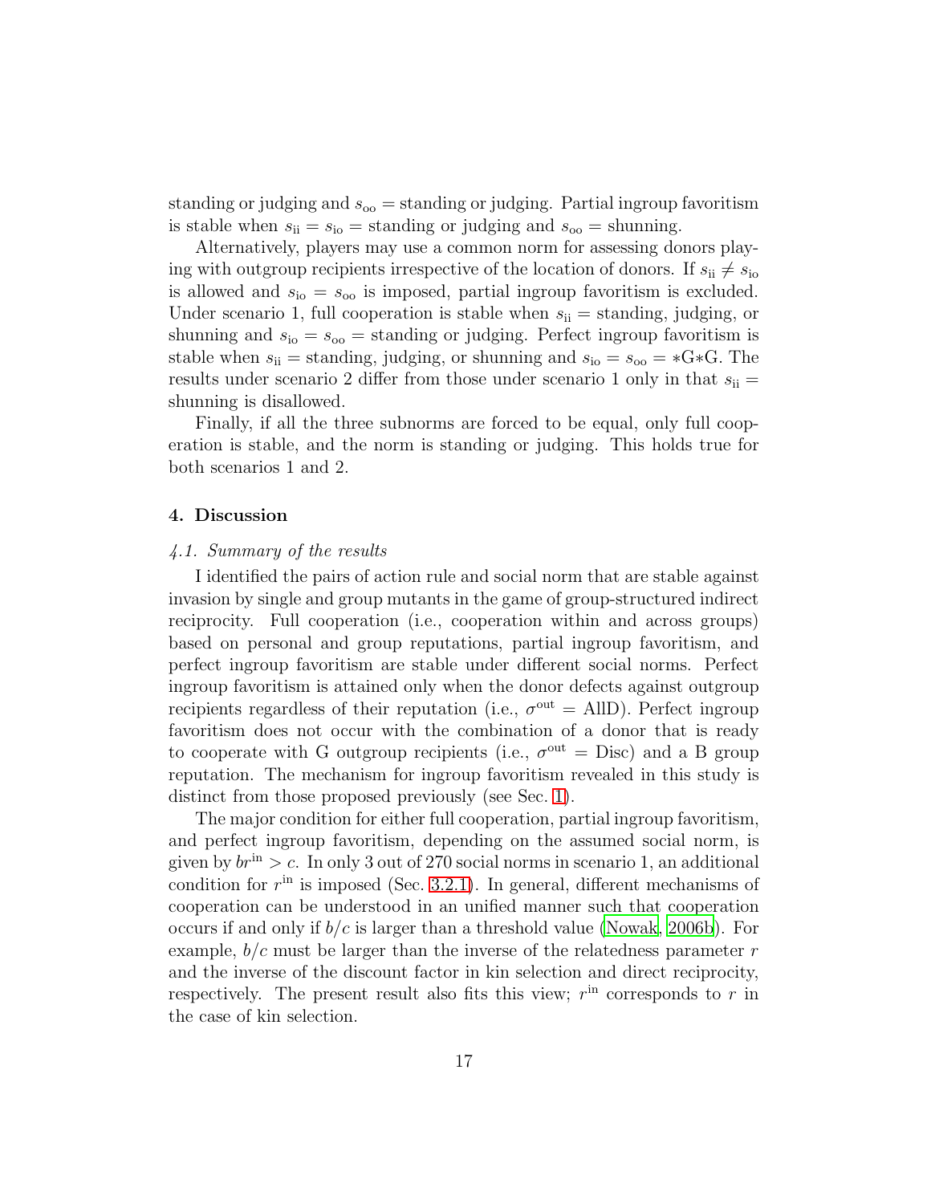standing or judging and $s_{\text{oo}}$ = standing or judging. Partial ingroup favoritism is stable when $s_{\text{ii}} = s_{\text{io}}$ = standing or judging and $s_{\text{oo}}$ = shunning.

Alternatively, players may use a common norm for assessing donors playing with outgroup recipients irrespective of the location of donors. If $s_{\text{ii}} \neq s_{\text{io}}$ is allowed and $s_{\text{io}} = s_{\text{oo}}$ is imposed, partial ingroup favoritism is excluded. Under scenario 1, full cooperation is stable when $s_{\text{ii}}$ = standing, judging, or shunning and $s_{\text{io}} = s_{\text{oo}}$ = standing or judging. Perfect ingroup favoritism is stable when $s_{\text{ii}}$ = standing, judging, or shunning and $s_{\text{io}} = s_{\text{oo}} = *\text{G}*\text{G}$. The results under scenario 2 differ from those under scenario 1 only in that $s_{\text{ii}}$ = shunning is disallowed.

Finally, if all the three subnorms are forced to be equal, only full cooperation is stable, and the norm is standing or judging. This holds true for both scenarios 1 and 2.

## 4. Discussion

### *4.1. Summary of the results*

I identified the pairs of action rule and social norm that are stable against invasion by single and group mutants in the game of group-structured indirect reciprocity. Full cooperation (i.e., cooperation within and across groups) based on personal and group reputations, partial ingroup favoritism, and perfect ingroup favoritism are stable under different social norms. Perfect ingroup favoritism is attained only when the donor defects against outgroup recipients regardless of their reputation (i.e., $\sigma^{\text{out}}$ = AllD). Perfect ingroup favoritism does not occur with the combination of a donor that is ready to cooperate with G outgroup recipients (i.e., $\sigma^{\text{out}}$ = Disc) and a B group reputation. The mechanism for ingroup favoritism revealed in this study is distinct from those proposed previously (see Sec. 1).

The major condition for either full cooperation, partial ingroup favoritism, and perfect ingroup favoritism, depending on the assumed social norm, is given by $br^{\text{in}} > c$. In only 3 out of 270 social norms in scenario 1, an additional condition for $r^{\text{in}}$ is imposed (Sec. 3.2.1). In general, different mechanisms of cooperation can be understood in an unified manner such that cooperation occurs if and only if $b/c$ is larger than a threshold value (Nowak, 2006b). For example, $b/c$ must be larger than the inverse of the relatedness parameter $r$ and the inverse of the discount factor in kin selection and direct reciprocity, respectively. The present result also fits this view; $r^{\text{in}}$ corresponds to $r$ in the case of kin selection.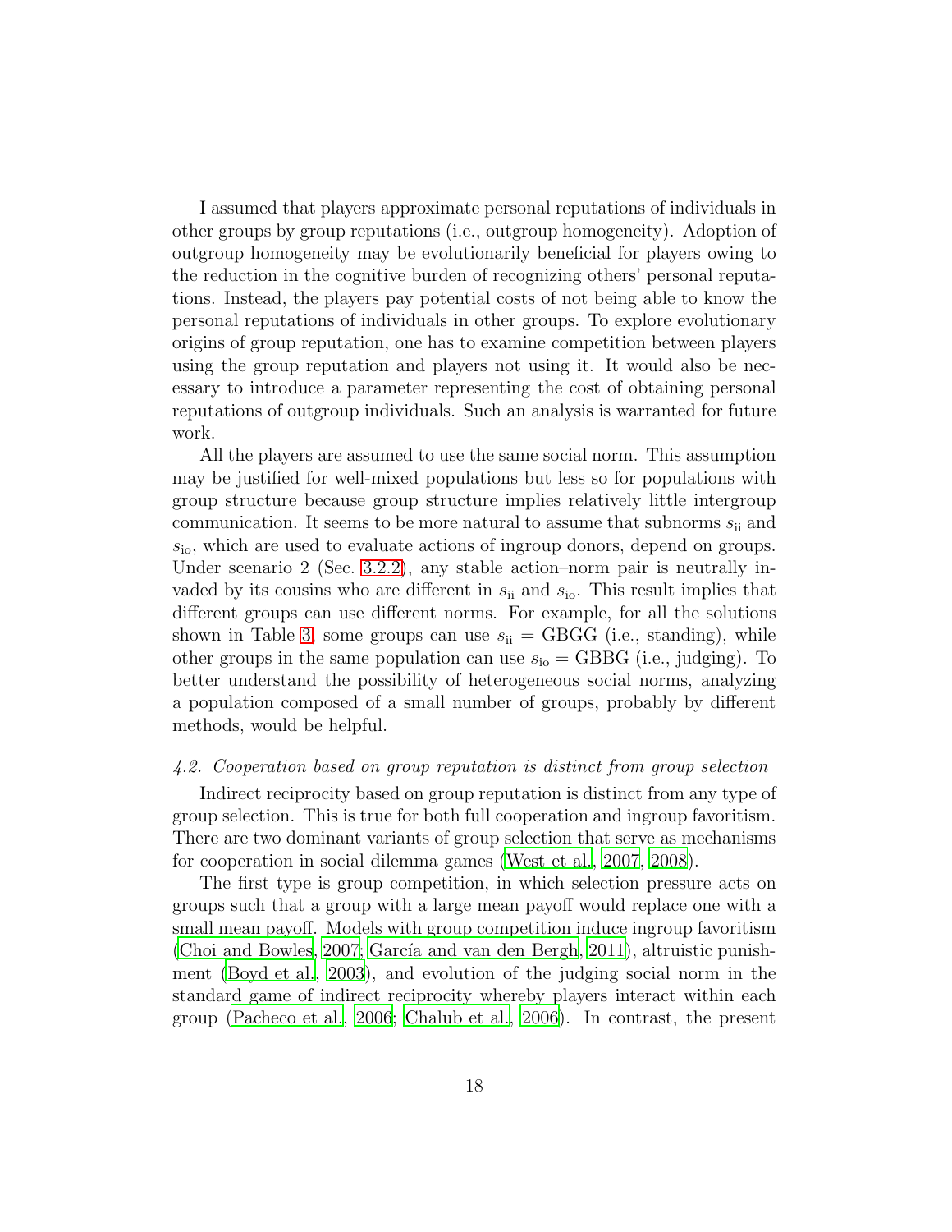I assumed that players approximate personal reputations of individuals in other groups by group reputations (i.e., outgroup homogeneity). Adoption of outgroup homogeneity may be evolutionarily beneficial for players owing to the reduction in the cognitive burden of recognizing others' personal reputations. Instead, the players pay potential costs of not being able to know the personal reputations of individuals in other groups. To explore evolutionary origins of group reputation, one has to examine competition between players using the group reputation and players not using it. It would also be necessary to introduce a parameter representing the cost of obtaining personal reputations of outgroup individuals. Such an analysis is warranted for future work.

All the players are assumed to use the same social norm. This assumption may be justified for well-mixed populations but less so for populations with group structure because group structure implies relatively little intergroup communication. It seems to be more natural to assume that subnorms $s_{\text{ii}}$ and $s_{\text{io}}$, which are used to evaluate actions of ingroup donors, depend on groups. Under scenario 2 (Sec. 3.2.2), any stable action–norm pair is neutrally invaded by its cousins who are different in $s_{\text{ii}}$ and $s_{\text{io}}$. This result implies that different groups can use different norms. For example, for all the solutions shown in Table 3, some groups can use $s_{\text{ii}}$ = GBGG (i.e., standing), while other groups in the same population can use $s_{\text{io}}$ = GBBG (i.e., judging). To better understand the possibility of heterogeneous social norms, analyzing a population composed of a small number of groups, probably by different methods, would be helpful.

### *4.2. Cooperation based on group reputation is distinct from group selection*

Indirect reciprocity based on group reputation is distinct from any type of group selection. This is true for both full cooperation and ingroup favoritism. There are two dominant variants of group selection that serve as mechanisms for cooperation in social dilemma games (West et al., 2007, 2008).

The first type is group competition, in which selection pressure acts on groups such that a group with a large mean payoff would replace one with a small mean payoff. Models with group competition induce ingroup favoritism (Choi and Bowles, 2007; García and van den Bergh, 2011), altruistic punishment (Boyd et al., 2003), and evolution of the judging social norm in the standard game of indirect reciprocity whereby players interact within each group (Pacheco et al., 2006; Chalub et al., 2006). In contrast, the present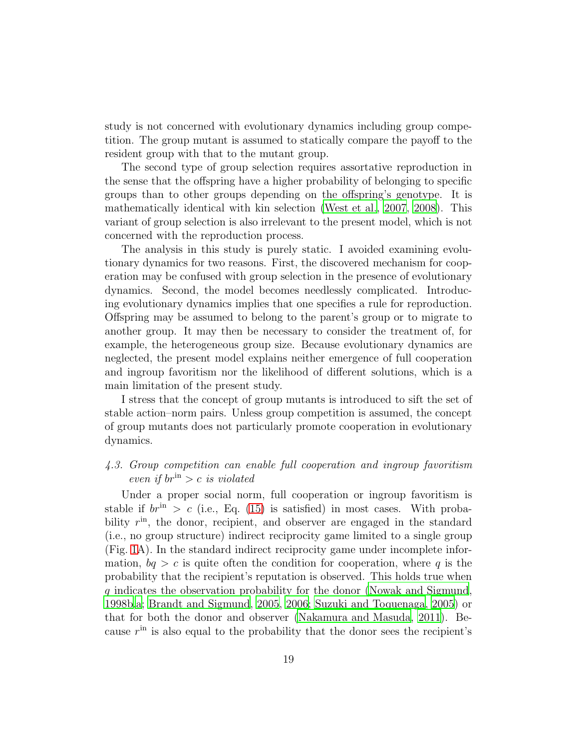study is not concerned with evolutionary dynamics including group competition. The group mutant is assumed to statically compare the payoff to the resident group with that to the mutant group.

The second type of group selection requires assortative reproduction in the sense that the offspring have a higher probability of belonging to specific groups than to other groups depending on the offspring's genotype. It is mathematically identical with kin selection (West et al., 2007, 2008). This variant of group selection is also irrelevant to the present model, which is not concerned with the reproduction process.

The analysis in this study is purely static. I avoided examining evolutionary dynamics for two reasons. First, the discovered mechanism for cooperation may be confused with group selection in the presence of evolutionary dynamics. Second, the model becomes needlessly complicated. Introducing evolutionary dynamics implies that one specifies a rule for reproduction. Offspring may be assumed to belong to the parent's group or to migrate to another group. It may then be necessary to consider the treatment of, for example, the heterogeneous group size. Because evolutionary dynamics are neglected, the present model explains neither emergence of full cooperation and ingroup favoritism nor the likelihood of different solutions, which is a main limitation of the present study.

I stress that the concept of group mutants is introduced to sift the set of stable action–norm pairs. Unless group competition is assumed, the concept of group mutants does not particularly promote cooperation in evolutionary dynamics.

### *4.3. Group competition can enable full cooperation and ingroup favoritism even if $br^{\text{in}} > c$ is violated*

Under a proper social norm, full cooperation or ingroup favoritism is stable if $br^{\text{in}} > c$ (i.e., Eq. (15) is satisfied) in most cases. With probability $r^{\text{in}}$, the donor, recipient, and observer are engaged in the standard (i.e., no group structure) indirect reciprocity game limited to a single group (Fig. 1A). In the standard indirect reciprocity game under incomplete information, $bq > c$ is quite often the condition for cooperation, where $q$ is the probability that the recipient's reputation is observed. This holds true when $q$ indicates the observation probability for the donor (Nowak and Sigmund, 1998b,a; Brandt and Sigmund, 2005, 2006; Suzuki and Toquenaga, 2005) or that for both the donor and observer (Nakamura and Masuda, 2011). Because $r^{\text{in}}$ is also equal to the probability that the donor sees the recipient's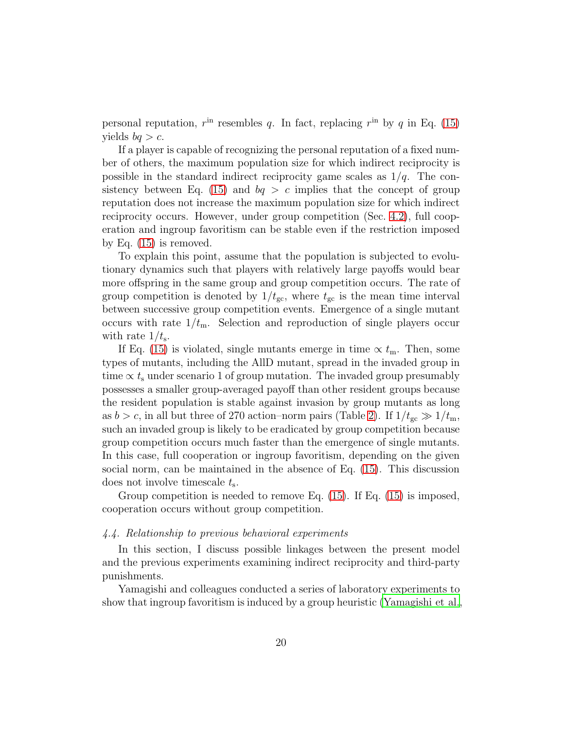personal reputation, $r^{\rm in}$ resembles $q$. In fact, replacing $r^{\rm in}$ by $q$ in Eq. (15) yields $bq > c$.

If a player is capable of recognizing the personal reputation of a fixed number of others, the maximum population size for which indirect reciprocity is possible in the standard indirect reciprocity game scales as $1/q$. The consistency between Eq. (15) and $bq > c$ implies that the concept of group reputation does not increase the maximum population size for which indirect reciprocity occurs. However, under group competition (Sec. 4.2), full cooperation and ingroup favoritism can be stable even if the restriction imposed by Eq. (15) is removed.

To explain this point, assume that the population is subjected to evolutionary dynamics such that players with relatively large payoffs would bear more offspring in the same group and group competition occurs. The rate of group competition is denoted by $1/t_{\rm gc}$, where $t_{\rm gc}$ is the mean time interval between successive group competition events. Emergence of a single mutant occurs with rate $1/t_{\rm m}$. Selection and reproduction of single players occur with rate $1/t_{\rm s}$.

If Eq. (15) is violated, single mutants emerge in time $\propto t_{\rm m}$. Then, some types of mutants, including the AllD mutant, spread in the invaded group in time $\propto t_{\rm s}$ under scenario 1 of group mutation. The invaded group presumably possesses a smaller group-averaged payoff than other resident groups because the resident population is stable against invasion by group mutants as long as $b > c$, in all but three of 270 action–norm pairs (Table 2). If $1/t_{\rm gc} \gg 1/t_{\rm m}$, such an invaded group is likely to be eradicated by group competition because group competition occurs much faster than the emergence of single mutants. In this case, full cooperation or ingroup favoritism, depending on the given social norm, can be maintained in the absence of Eq. (15). This discussion does not involve timescale $t_{\rm s}$.

Group competition is needed to remove Eq. (15). If Eq. (15) is imposed, cooperation occurs without group competition.

### *4.4. Relationship to previous behavioral experiments*

In this section, I discuss possible linkages between the present model and the previous experiments examining indirect reciprocity and third-party punishments.

Yamagishi and colleagues conducted a series of laboratory experiments to show that ingroup favoritism is induced by a group heuristic (Yamagishi et al.,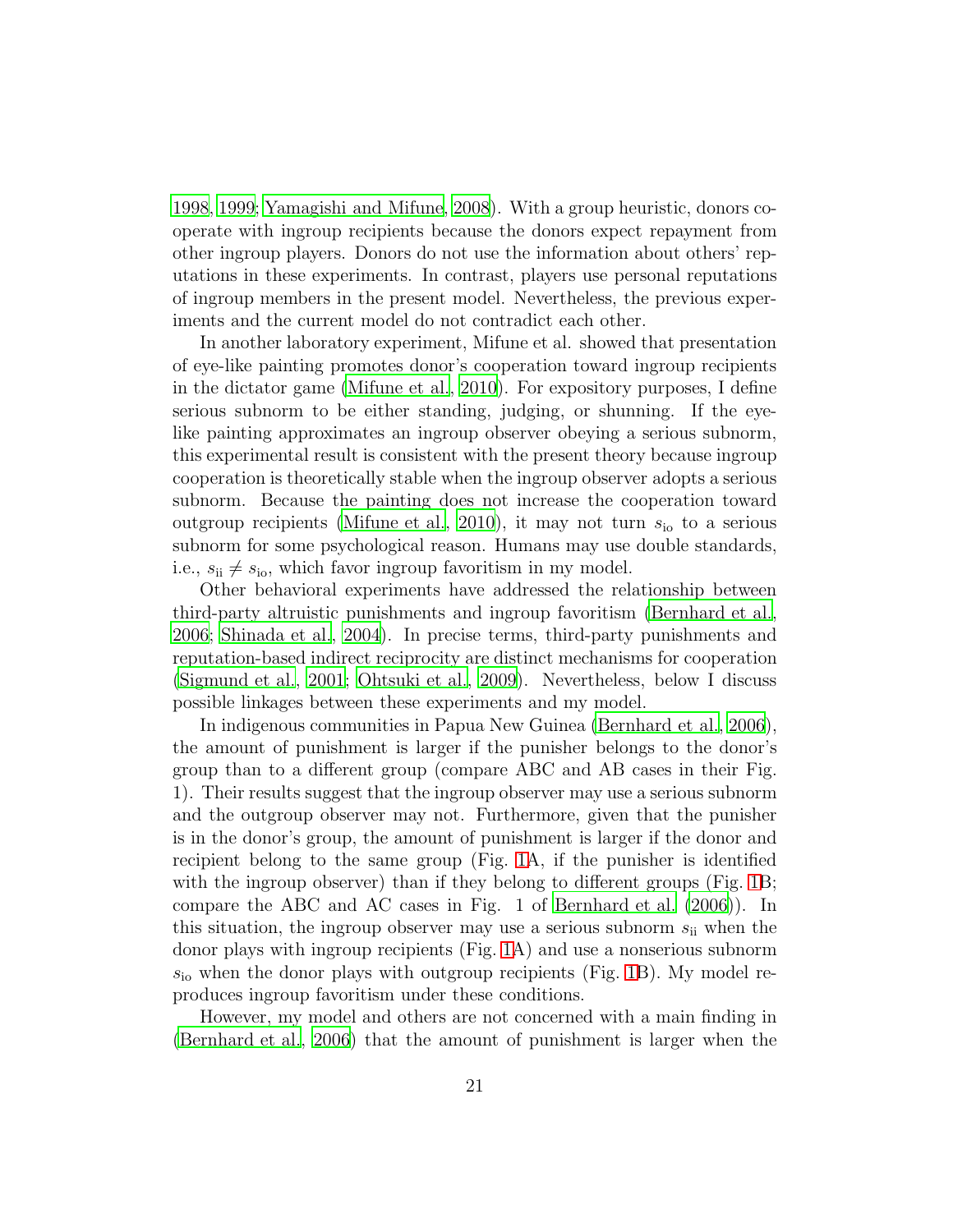1998, 1999; Yamagishi and Mifune, 2008). With a group heuristic, donors cooperate with ingroup recipients because the donors expect repayment from other ingroup players. Donors do not use the information about others' reputations in these experiments. In contrast, players use personal reputations of ingroup members in the present model. Nevertheless, the previous experiments and the current model do not contradict each other.

In another laboratory experiment, Mifune et al. showed that presentation of eye-like painting promotes donor's cooperation toward ingroup recipients in the dictator game (Mifune et al., 2010). For expository purposes, I define serious subnorm to be either standing, judging, or shunning. If the eye-like painting approximates an ingroup observer obeying a serious subnorm, this experimental result is consistent with the present theory because ingroup cooperation is theoretically stable when the ingroup observer adopts a serious subnorm. Because the painting does not increase the cooperation toward outgroup recipients (Mifune et al., 2010), it may not turn $s_{\rm io}$ to a serious subnorm for some psychological reason. Humans may use double standards, i.e., $s_{\rm ii} \neq s_{\rm io}$, which favor ingroup favoritism in my model.

Other behavioral experiments have addressed the relationship between third-party altruistic punishments and ingroup favoritism (Bernhard et al., 2006; Shinada et al., 2004). In precise terms, third-party punishments and reputation-based indirect reciprocity are distinct mechanisms for cooperation (Sigmund et al., 2001; Ohtsuki et al., 2009). Nevertheless, below I discuss possible linkages between these experiments and my model.

In indigenous communities in Papua New Guinea (Bernhard et al., 2006), the amount of punishment is larger if the punisher belongs to the donor's group than to a different group (compare ABC and AB cases in their Fig. 1). Their results suggest that the ingroup observer may use a serious subnorm and the outgroup observer may not. Furthermore, given that the punisher is in the donor's group, the amount of punishment is larger if the donor and recipient belong to the same group (Fig. 1A, if the punisher is identified with the ingroup observer) than if they belong to different groups (Fig. 1B; compare the ABC and AC cases in Fig. 1 of Bernhard et al. (2006)). In this situation, the ingroup observer may use a serious subnorm $s_{\rm ii}$ when the donor plays with ingroup recipients (Fig. 1A) and use a nonserious subnorm $s_{\rm io}$ when the donor plays with outgroup recipients (Fig. 1B). My model reproduces ingroup favoritism under these conditions.

However, my model and others are not concerned with a main finding in (Bernhard et al., 2006) that the amount of punishment is larger when the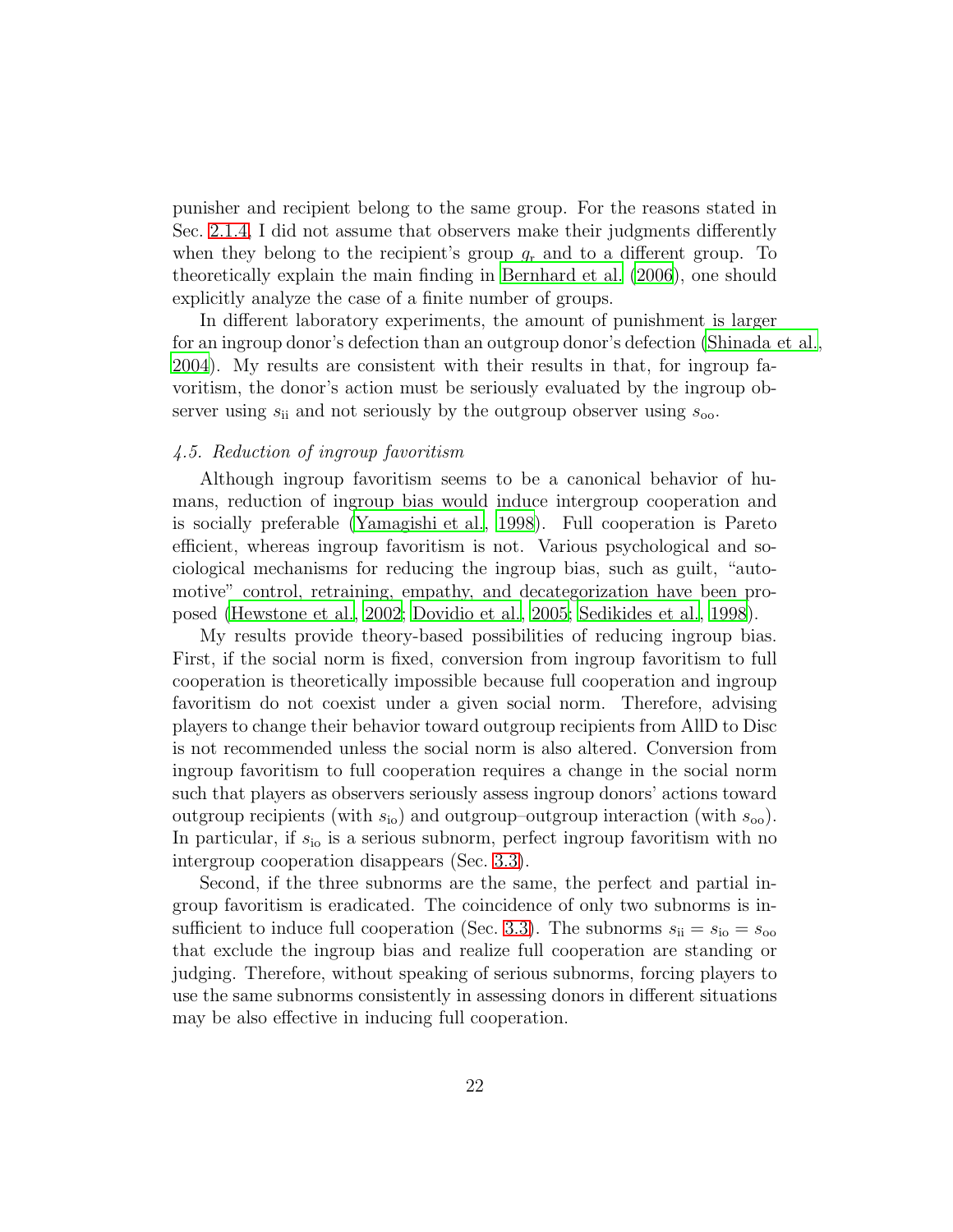punisher and recipient belong to the same group. For the reasons stated in Sec. 2.1.4, I did not assume that observers make their judgments differently when they belong to the recipient's group $g_r$ and to a different group. To theoretically explain the main finding in Bernhard et al. (2006), one should explicitly analyze the case of a finite number of groups.

In different laboratory experiments, the amount of punishment is larger for an ingroup donor's defection than an outgroup donor's defection (Shinada et al., 2004). My results are consistent with their results in that, for ingroup favoritism, the donor's action must be seriously evaluated by the ingroup observer using $s_{ii}$ and not seriously by the outgroup observer using $s_{oo}$.

### *4.5. Reduction of ingroup favoritism*

Although ingroup favoritism seems to be a canonical behavior of humans, reduction of ingroup bias would induce intergroup cooperation and is socially preferable (Yamagishi et al., 1998). Full cooperation is Pareto efficient, whereas ingroup favoritism is not. Various psychological and sociological mechanisms for reducing the ingroup bias, such as guilt, "automotive" control, retraining, empathy, and decategorization have been proposed (Hewstone et al., 2002; Dovidio et al., 2005; Sedikides et al., 1998).

My results provide theory-based possibilities of reducing ingroup bias. First, if the social norm is fixed, conversion from ingroup favoritism to full cooperation is theoretically impossible because full cooperation and ingroup favoritism do not coexist under a given social norm. Therefore, advising players to change their behavior toward outgroup recipients from AllD to Disc is not recommended unless the social norm is also altered. Conversion from ingroup favoritism to full cooperation requires a change in the social norm such that players as observers seriously assess ingroup donors' actions toward outgroup recipients (with $s_{io}$) and outgroup–outgroup interaction (with $s_{oo}$). In particular, if $s_{io}$ is a serious subnorm, perfect ingroup favoritism with no intergroup cooperation disappears (Sec. 3.3).

Second, if the three subnorms are the same, the perfect and partial ingroup favoritism is eradicated. The coincidence of only two subnorms is insufficient to induce full cooperation (Sec. 3.3). The subnorms $s_{ii} = s_{io} = s_{oo}$ that exclude the ingroup bias and realize full cooperation are standing or judging. Therefore, without speaking of serious subnorms, forcing players to use the same subnorms consistently in assessing donors in different situations may be also effective in inducing full cooperation.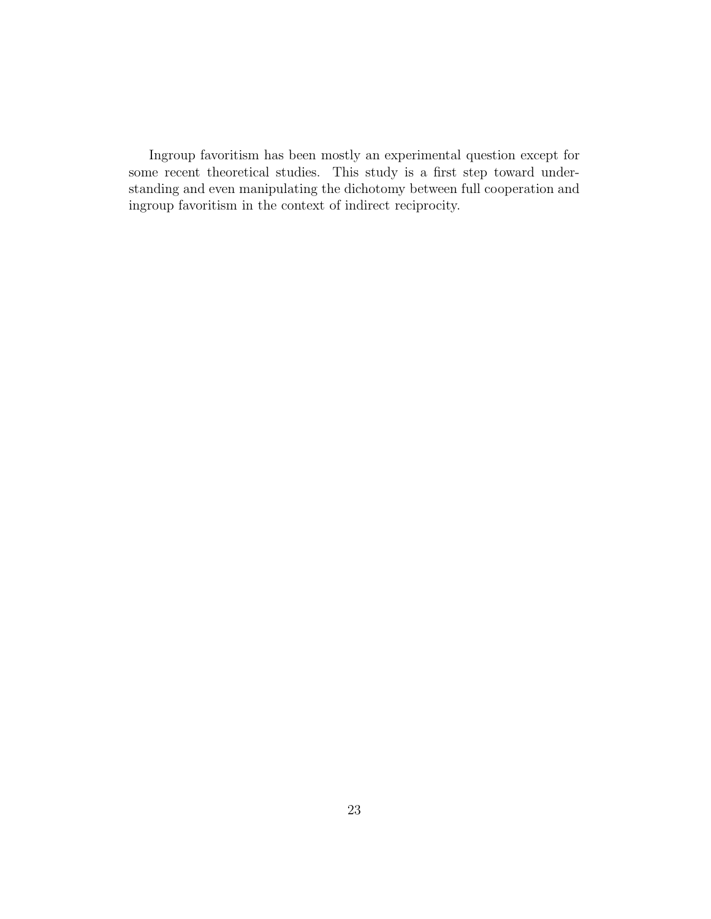Ingroup favoritism has been mostly an experimental question except for some recent theoretical studies. This study is a first step toward understanding and even manipulating the dichotomy between full cooperation and ingroup favoritism in the context of indirect reciprocity.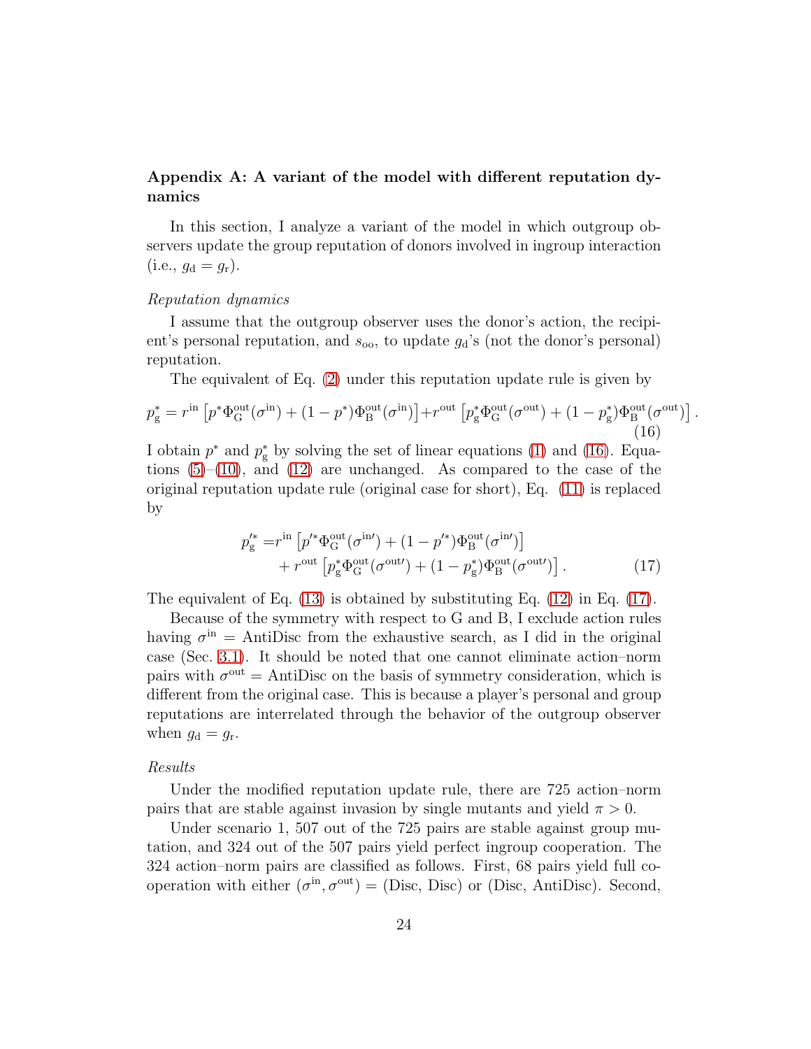**Appendix A: A variant of the model with different reputation dynamics**

In this section, I analyze a variant of the model in which outgroup observers update the group reputation of donors involved in ingroup interaction (i.e., $g_{\rm d} = g_{\rm r}$).

*Reputation dynamics*

I assume that the outgroup observer uses the donor's action, the recipient's personal reputation, and $s_{\rm oo}$, to update $g_{\rm d}$'s (not the donor's personal) reputation.

The equivalent of Eq. (2) under this reputation update rule is given by

$$p_{\rm g}^* = r^{\rm in}\left[p^*\Phi_{\rm G}^{\rm out}(\sigma^{\rm in}) + (1-p^*)\Phi_{\rm B}^{\rm out}(\sigma^{\rm in})\right] + r^{\rm out}\left[p_{\rm g}^*\Phi_{\rm G}^{\rm out}(\sigma^{\rm out}) + (1-p_{\rm g}^*)\Phi_{\rm B}^{\rm out}(\sigma^{\rm out})\right]. \tag{16}$$

I obtain $p^*$ and $p_{\rm g}^*$ by solving the set of linear equations (1) and (16). Equations (5)–(10), and (12) are unchanged. As compared to the case of the original reputation update rule (original case for short), Eq. (11) is replaced by

$$\begin{aligned} p_{\rm g}'^* =& r^{\rm in}\left[p'^*\Phi_{\rm G}^{\rm out}(\sigma^{\rm in\prime}) + (1-p'^*)\Phi_{\rm B}^{\rm out}(\sigma^{\rm in\prime})\right] \\ &+ r^{\rm out}\left[p_{\rm g}^*\Phi_{\rm G}^{\rm out}(\sigma^{\rm out\prime}) + (1-p_{\rm g}^*)\Phi_{\rm B}^{\rm out}(\sigma^{\rm out\prime})\right]. \end{aligned} \tag{17}$$

The equivalent of Eq. (13) is obtained by substituting Eq. (12) in Eq. (17).

Because of the symmetry with respect to G and B, I exclude action rules having $\sigma^{\rm in} = $ AntiDisc from the exhaustive search, as I did in the original case (Sec. 3.1). It should be noted that one cannot eliminate action–norm pairs with $\sigma^{\rm out} = $ AntiDisc on the basis of symmetry consideration, which is different from the original case. This is because a player's personal and group reputations are interrelated through the behavior of the outgroup observer when $g_{\rm d} = g_{\rm r}$.

*Results*

Under the modified reputation update rule, there are 725 action–norm pairs that are stable against invasion by single mutants and yield $\pi > 0$.

Under scenario 1, 507 out of the 725 pairs are stable against group mutation, and 324 out of the 507 pairs yield perfect ingroup cooperation. The 324 action–norm pairs are classified as follows. First, 68 pairs yield full cooperation with either $(\sigma^{\rm in}, \sigma^{\rm out}) = $ (Disc, Disc) or (Disc, AntiDisc). Second,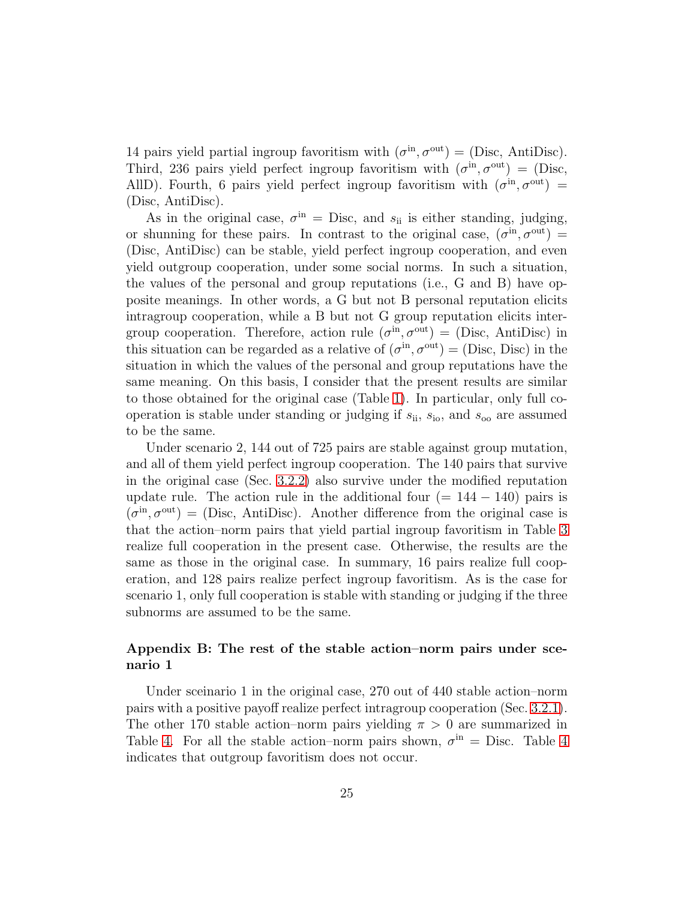14 pairs yield partial ingroup favoritism with $(\sigma^{\text{in}}, \sigma^{\text{out}})$ = (Disc, AntiDisc). Third, 236 pairs yield perfect ingroup favoritism with $(\sigma^{\text{in}}, \sigma^{\text{out}})$ = (Disc, AllD). Fourth, 6 pairs yield perfect ingroup favoritism with $(\sigma^{\text{in}}, \sigma^{\text{out}})$ = (Disc, AntiDisc).

As in the original case, $\sigma^{\text{in}}$ = Disc, and $s_{\text{ii}}$ is either standing, judging, or shunning for these pairs. In contrast to the original case, $(\sigma^{\text{in}}, \sigma^{\text{out}})$ = (Disc, AntiDisc) can be stable, yield perfect ingroup cooperation, and even yield outgroup cooperation, under some social norms. In such a situation, the values of the personal and group reputations (i.e., G and B) have opposite meanings. In other words, a G but not B personal reputation elicits intragroup cooperation, while a B but not G group reputation elicits intergroup cooperation. Therefore, action rule $(\sigma^{\text{in}}, \sigma^{\text{out}})$ = (Disc, AntiDisc) in this situation can be regarded as a relative of $(\sigma^{\text{in}}, \sigma^{\text{out}})$ = (Disc, Disc) in the situation in which the values of the personal and group reputations have the same meaning. On this basis, I consider that the present results are similar to those obtained for the original case (Table 1). In particular, only full cooperation is stable under standing or judging if $s_{\text{ii}}$, $s_{\text{io}}$, and $s_{\text{oo}}$ are assumed to be the same.

Under scenario 2, 144 out of 725 pairs are stable against group mutation, and all of them yield perfect ingroup cooperation. The 140 pairs that survive in the original case (Sec. 3.2.2) also survive under the modified reputation update rule. The action rule in the additional four (= 144 − 140) pairs is $(\sigma^{\text{in}}, \sigma^{\text{out}})$ = (Disc, AntiDisc). Another difference from the original case is that the action–norm pairs that yield partial ingroup favoritism in Table 3 realize full cooperation in the present case. Otherwise, the results are the same as those in the original case. In summary, 16 pairs realize full cooperation, and 128 pairs realize perfect ingroup favoritism. As is the case for scenario 1, only full cooperation is stable with standing or judging if the three subnorms are assumed to be the same.

### Appendix B: The rest of the stable action–norm pairs under scenario 1

Under sceinario 1 in the original case, 270 out of 440 stable action–norm pairs with a positive payoff realize perfect intragroup cooperation (Sec. 3.2.1). The other 170 stable action–norm pairs yielding $\pi > 0$ are summarized in Table 4. For all the stable action–norm pairs shown, $\sigma^{\text{in}}$ = Disc. Table 4 indicates that outgroup favoritism does not occur.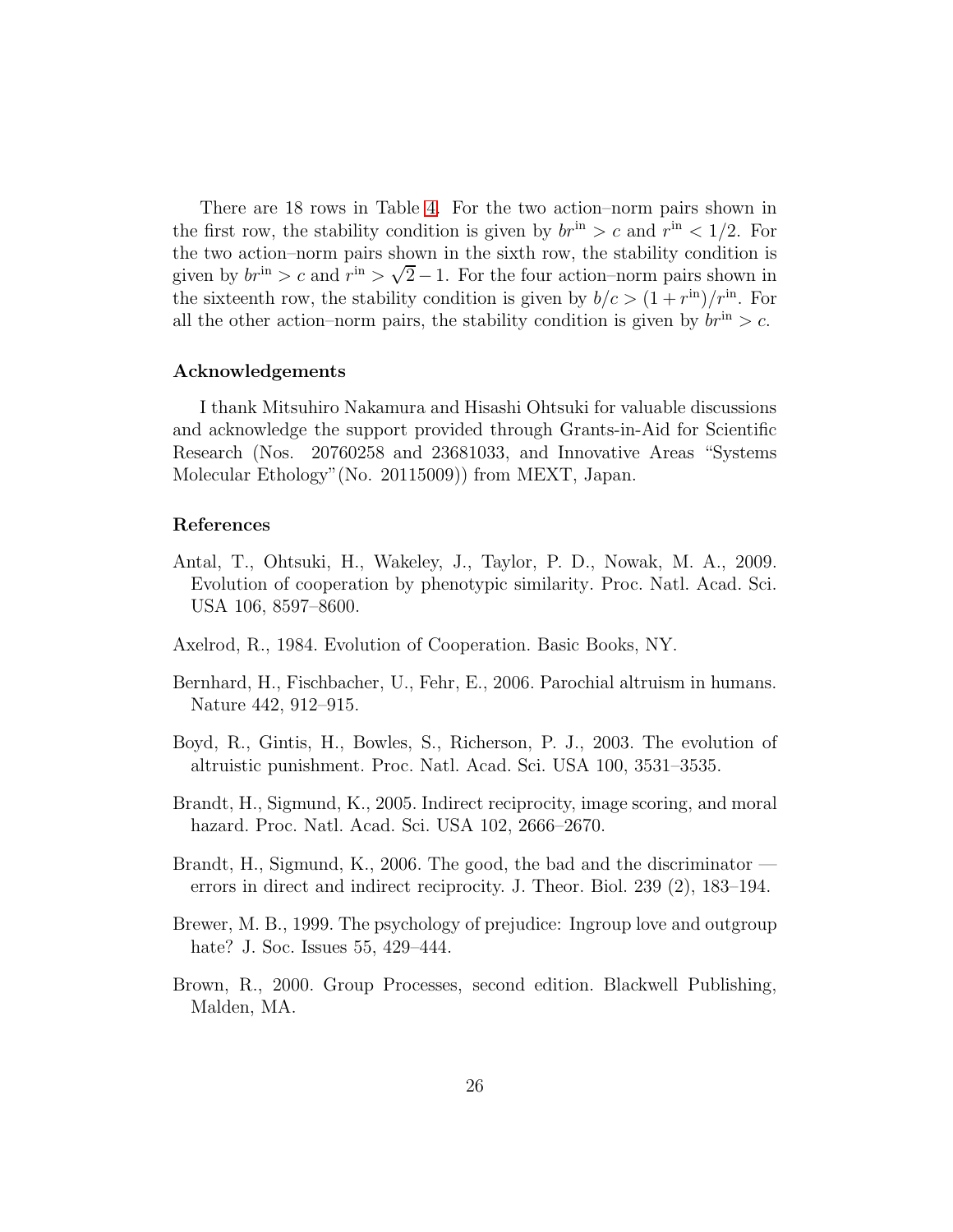There are 18 rows in Table 4. For the two action–norm pairs shown in the first row, the stability condition is given by $br^{\text{in}} > c$ and $r^{\text{in}} < 1/2$. For the two action–norm pairs shown in the sixth row, the stability condition is given by $br^{\text{in}} > c$ and $r^{\text{in}} > \sqrt{2} - 1$. For the four action–norm pairs shown in the sixteenth row, the stability condition is given by $b/c > (1 + r^{\text{in}})/r^{\text{in}}$. For all the other action–norm pairs, the stability condition is given by $br^{\text{in}} > c$.

## Acknowledgements

I thank Mitsuhiro Nakamura and Hisashi Ohtsuki for valuable discussions and acknowledge the support provided through Grants-in-Aid for Scientific Research (Nos. 20760258 and 23681033, and Innovative Areas "Systems Molecular Ethology"(No. 20115009)) from MEXT, Japan.

## References

Antal, T., Ohtsuki, H., Wakeley, J., Taylor, P. D., Nowak, M. A., 2009. Evolution of cooperation by phenotypic similarity. Proc. Natl. Acad. Sci. USA 106, 8597–8600.

Axelrod, R., 1984. Evolution of Cooperation. Basic Books, NY.

Bernhard, H., Fischbacher, U., Fehr, E., 2006. Parochial altruism in humans. Nature 442, 912–915.

Boyd, R., Gintis, H., Bowles, S., Richerson, P. J., 2003. The evolution of altruistic punishment. Proc. Natl. Acad. Sci. USA 100, 3531–3535.

Brandt, H., Sigmund, K., 2005. Indirect reciprocity, image scoring, and moral hazard. Proc. Natl. Acad. Sci. USA 102, 2666–2670.

Brandt, H., Sigmund, K., 2006. The good, the bad and the discriminator — errors in direct and indirect reciprocity. J. Theor. Biol. 239 (2), 183–194.

Brewer, M. B., 1999. The psychology of prejudice: Ingroup love and outgroup hate? J. Soc. Issues 55, 429–444.

Brown, R., 2000. Group Processes, second edition. Blackwell Publishing, Malden, MA.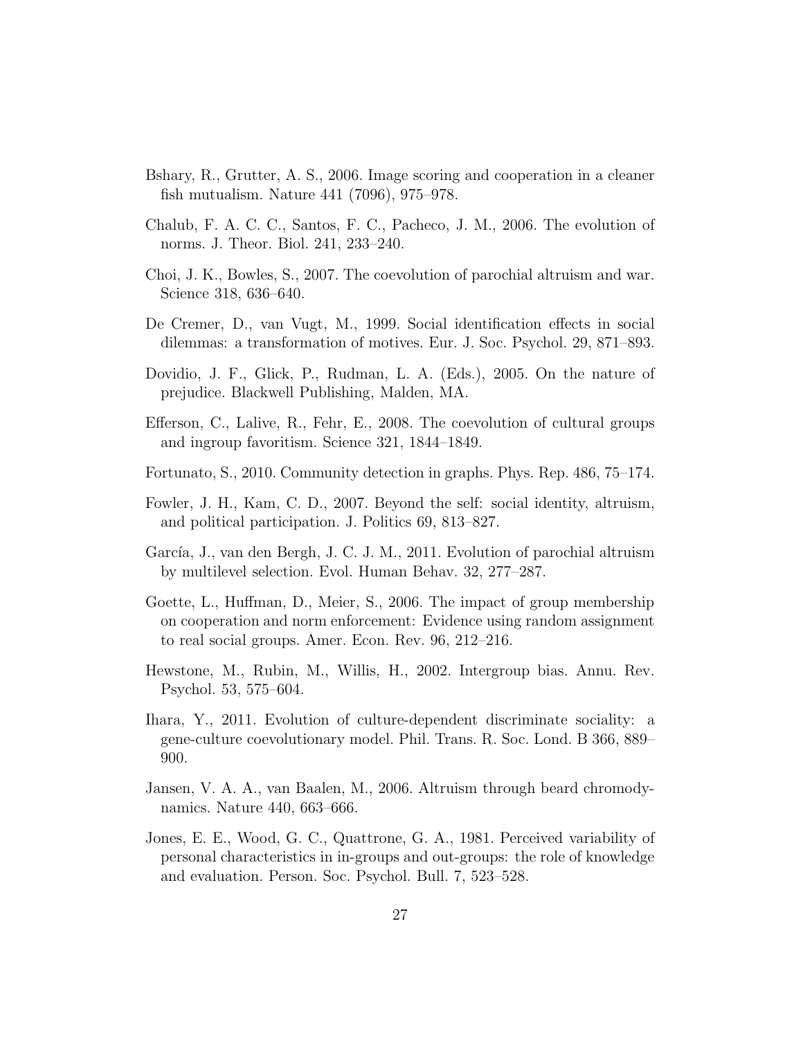Bshary, R., Grutter, A. S., 2006. Image scoring and cooperation in a cleaner fish mutualism. Nature 441 (7096), 975–978.

Chalub, F. A. C. C., Santos, F. C., Pacheco, J. M., 2006. The evolution of norms. J. Theor. Biol. 241, 233–240.

Choi, J. K., Bowles, S., 2007. The coevolution of parochial altruism and war. Science 318, 636–640.

De Cremer, D., van Vugt, M., 1999. Social identification effects in social dilemmas: a transformation of motives. Eur. J. Soc. Psychol. 29, 871–893.

Dovidio, J. F., Glick, P., Rudman, L. A. (Eds.), 2005. On the nature of prejudice. Blackwell Publishing, Malden, MA.

Efferson, C., Lalive, R., Fehr, E., 2008. The coevolution of cultural groups and ingroup favoritism. Science 321, 1844–1849.

Fortunato, S., 2010. Community detection in graphs. Phys. Rep. 486, 75–174.

Fowler, J. H., Kam, C. D., 2007. Beyond the self: social identity, altruism, and political participation. J. Politics 69, 813–827.

García, J., van den Bergh, J. C. J. M., 2011. Evolution of parochial altruism by multilevel selection. Evol. Human Behav. 32, 277–287.

Goette, L., Huffman, D., Meier, S., 2006. The impact of group membership on cooperation and norm enforcement: Evidence using random assignment to real social groups. Amer. Econ. Rev. 96, 212–216.

Hewstone, M., Rubin, M., Willis, H., 2002. Intergroup bias. Annu. Rev. Psychol. 53, 575–604.

Ihara, Y., 2011. Evolution of culture-dependent discriminate sociality: a gene-culture coevolutionary model. Phil. Trans. R. Soc. Lond. B 366, 889–900.

Jansen, V. A. A., van Baalen, M., 2006. Altruism through beard chromodynamics. Nature 440, 663–666.

Jones, E. E., Wood, G. C., Quattrone, G. A., 1981. Perceived variability of personal characteristics in in-groups and out-groups: the role of knowledge and evaluation. Person. Soc. Psychol. Bull. 7, 523–528.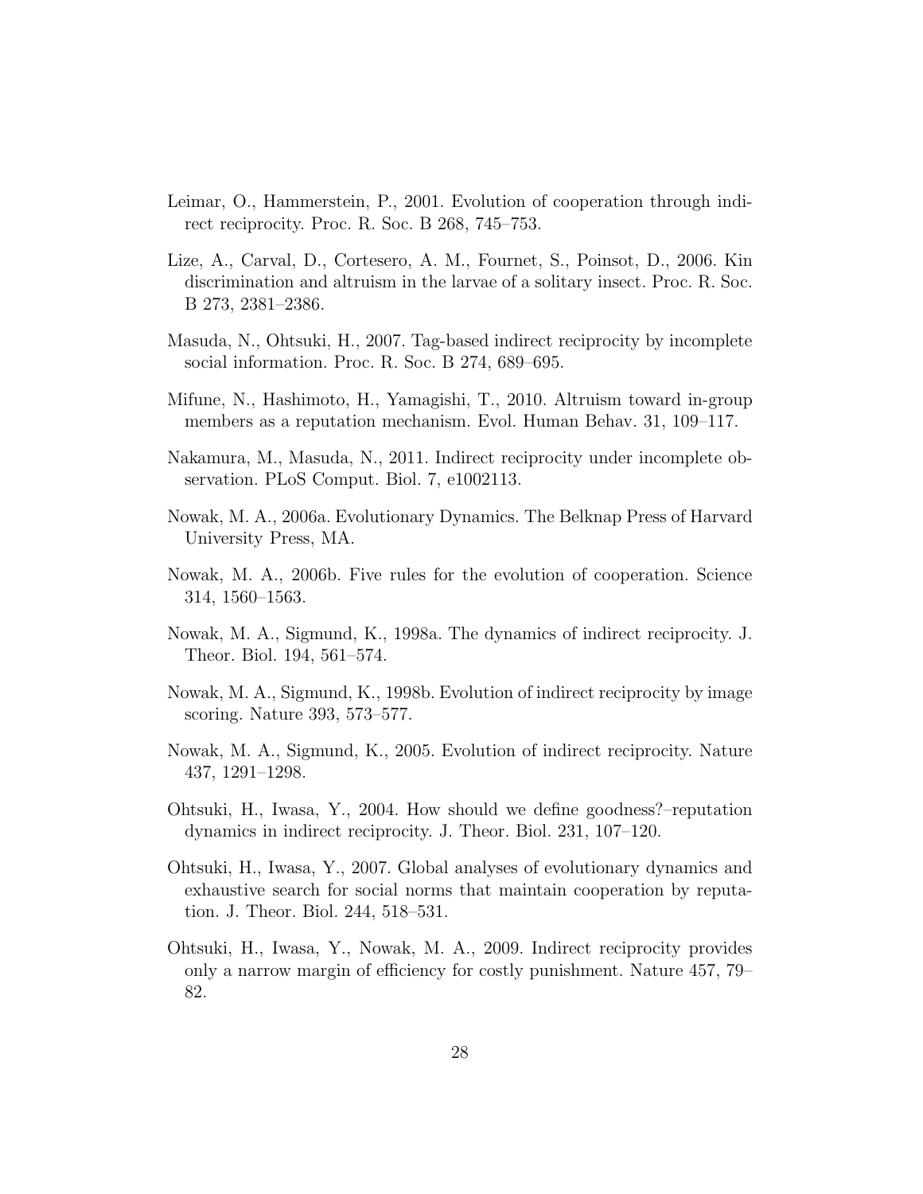Leimar, O., Hammerstein, P., 2001. Evolution of cooperation through indirect reciprocity. Proc. R. Soc. B 268, 745–753.

Lize, A., Carval, D., Cortesero, A. M., Fournet, S., Poinsot, D., 2006. Kin discrimination and altruism in the larvae of a solitary insect. Proc. R. Soc. B 273, 2381–2386.

Masuda, N., Ohtsuki, H., 2007. Tag-based indirect reciprocity by incomplete social information. Proc. R. Soc. B 274, 689–695.

Mifune, N., Hashimoto, H., Yamagishi, T., 2010. Altruism toward in-group members as a reputation mechanism. Evol. Human Behav. 31, 109–117.

Nakamura, M., Masuda, N., 2011. Indirect reciprocity under incomplete observation. PLoS Comput. Biol. 7, e1002113.

Nowak, M. A., 2006a. Evolutionary Dynamics. The Belknap Press of Harvard University Press, MA.

Nowak, M. A., 2006b. Five rules for the evolution of cooperation. Science 314, 1560–1563.

Nowak, M. A., Sigmund, K., 1998a. The dynamics of indirect reciprocity. J. Theor. Biol. 194, 561–574.

Nowak, M. A., Sigmund, K., 1998b. Evolution of indirect reciprocity by image scoring. Nature 393, 573–577.

Nowak, M. A., Sigmund, K., 2005. Evolution of indirect reciprocity. Nature 437, 1291–1298.

Ohtsuki, H., Iwasa, Y., 2004. How should we define goodness?–reputation dynamics in indirect reciprocity. J. Theor. Biol. 231, 107–120.

Ohtsuki, H., Iwasa, Y., 2007. Global analyses of evolutionary dynamics and exhaustive search for social norms that maintain cooperation by reputation. J. Theor. Biol. 244, 518–531.

Ohtsuki, H., Iwasa, Y., Nowak, M. A., 2009. Indirect reciprocity provides only a narrow margin of efficiency for costly punishment. Nature 457, 79–82.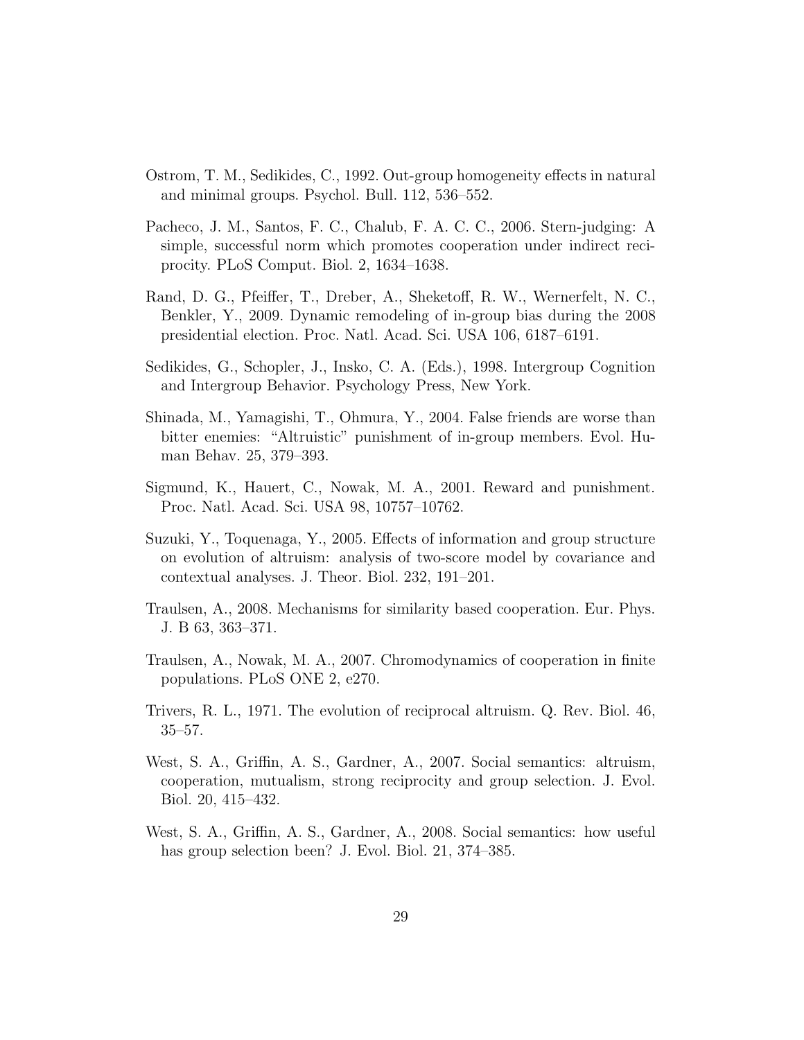Ostrom, T. M., Sedikides, C., 1992. Out-group homogeneity effects in natural and minimal groups. Psychol. Bull. 112, 536–552.

Pacheco, J. M., Santos, F. C., Chalub, F. A. C. C., 2006. Stern-judging: A simple, successful norm which promotes cooperation under indirect reciprocity. PLoS Comput. Biol. 2, 1634–1638.

Rand, D. G., Pfeiffer, T., Dreber, A., Sheketoff, R. W., Wernerfelt, N. C., Benkler, Y., 2009. Dynamic remodeling of in-group bias during the 2008 presidential election. Proc. Natl. Acad. Sci. USA 106, 6187–6191.

Sedikides, G., Schopler, J., Insko, C. A. (Eds.), 1998. Intergroup Cognition and Intergroup Behavior. Psychology Press, New York.

Shinada, M., Yamagishi, T., Ohmura, Y., 2004. False friends are worse than bitter enemies: "Altruistic" punishment of in-group members. Evol. Human Behav. 25, 379–393.

Sigmund, K., Hauert, C., Nowak, M. A., 2001. Reward and punishment. Proc. Natl. Acad. Sci. USA 98, 10757–10762.

Suzuki, Y., Toquenaga, Y., 2005. Effects of information and group structure on evolution of altruism: analysis of two-score model by covariance and contextual analyses. J. Theor. Biol. 232, 191–201.

Traulsen, A., 2008. Mechanisms for similarity based cooperation. Eur. Phys. J. B 63, 363–371.

Traulsen, A., Nowak, M. A., 2007. Chromodynamics of cooperation in finite populations. PLoS ONE 2, e270.

Trivers, R. L., 1971. The evolution of reciprocal altruism. Q. Rev. Biol. 46, 35–57.

West, S. A., Griffin, A. S., Gardner, A., 2007. Social semantics: altruism, cooperation, mutualism, strong reciprocity and group selection. J. Evol. Biol. 20, 415–432.

West, S. A., Griffin, A. S., Gardner, A., 2008. Social semantics: how useful has group selection been? J. Evol. Biol. 21, 374–385.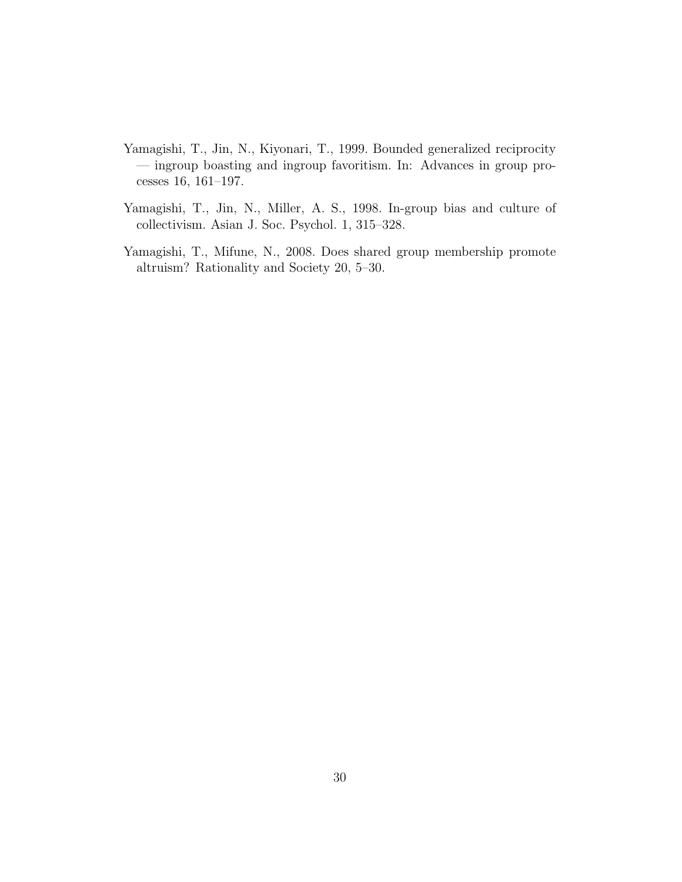Yamagishi, T., Jin, N., Kiyonari, T., 1999. Bounded generalized reciprocity — ingroup boasting and ingroup favoritism. In: Advances in group processes 16, 161–197.

Yamagishi, T., Jin, N., Miller, A. S., 1998. In-group bias and culture of collectivism. Asian J. Soc. Psychol. 1, 315–328.

Yamagishi, T., Mifune, N., 2008. Does shared group membership promote altruism? Rationality and Society 20, 5–30.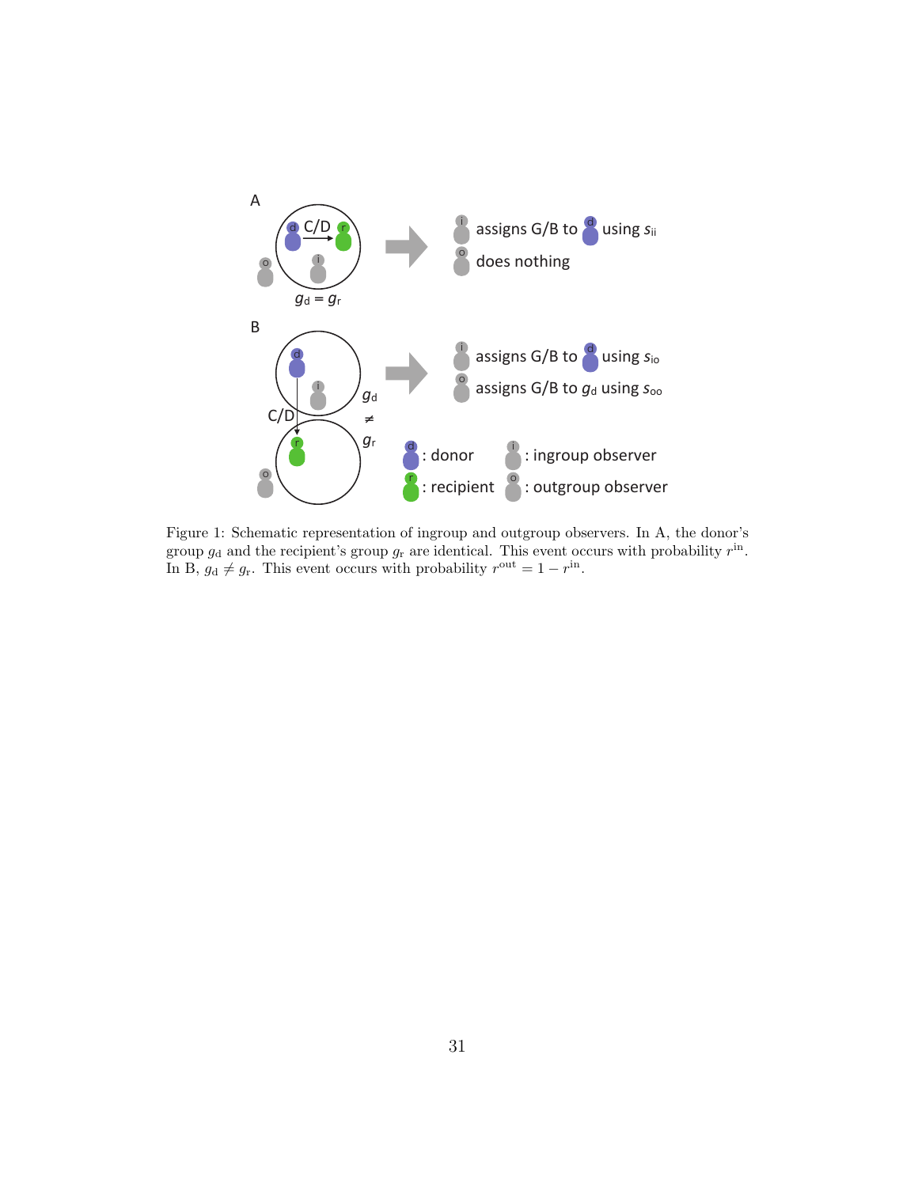Figure 1: Schematic representation of ingroup and outgroup observers. In A, the donor's group $g_{\rm d}$ and the recipient's group $g_{\rm r}$ are identical. This event occurs with probability $r^{\rm in}$. In B, $g_{\rm d} \neq g_{\rm r}$. This event occurs with probability $r^{\rm out} = 1 - r^{\rm in}$.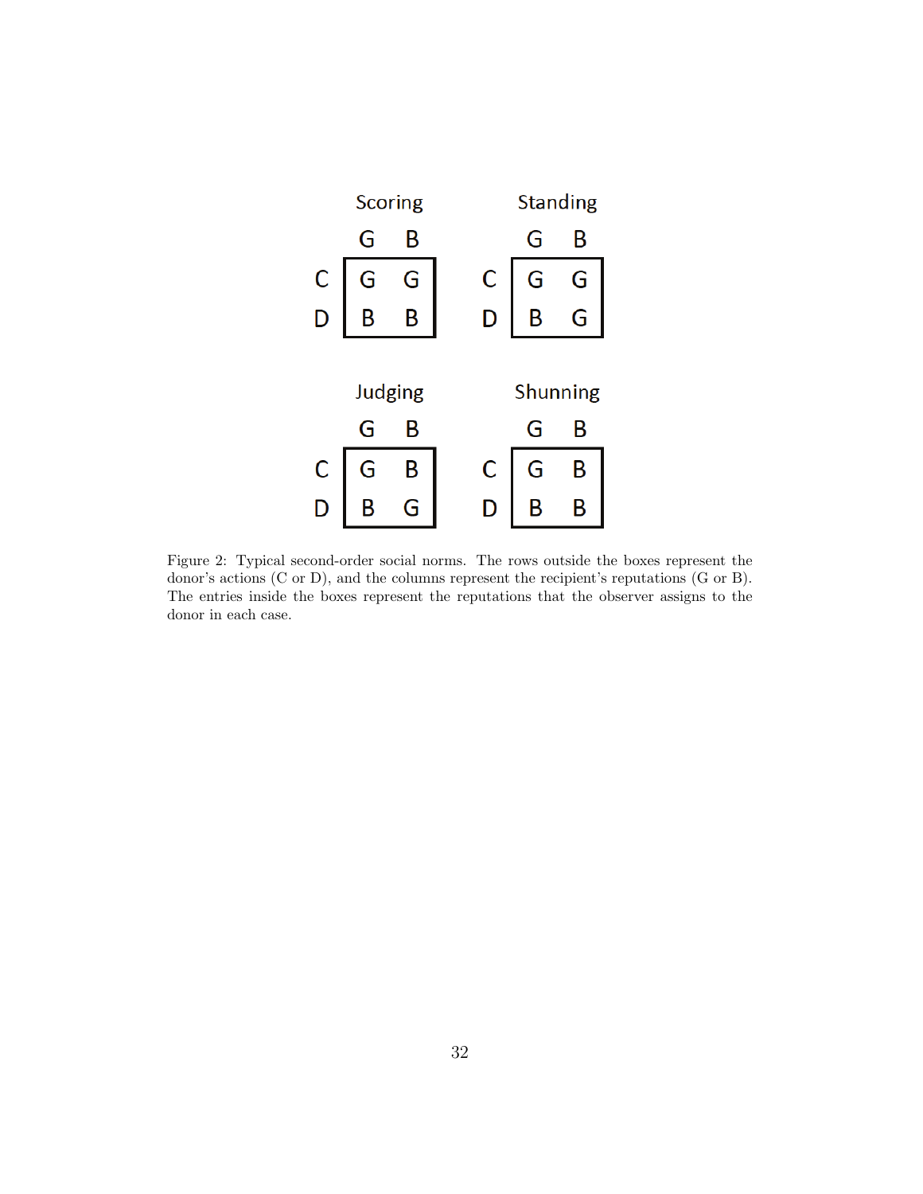**Scoring**

| | G | B |
|---|---|---|
| C | G | G |
| D | B | B |

**Standing**

| | G | B |
|---|---|---|
| C | G | G |
| D | B | G |

**Judging**

| | G | B |
|---|---|---|
| C | G | B |
| D | B | G |

**Shunning**

| | G | B |
|---|---|---|
| C | G | B |
| D | B | B |

Figure 2: Typical second-order social norms. The rows outside the boxes represent the donor's actions (C or D), and the columns represent the recipient's reputations (G or B). The entries inside the boxes represent the reputations that the observer assigns to the donor in each case.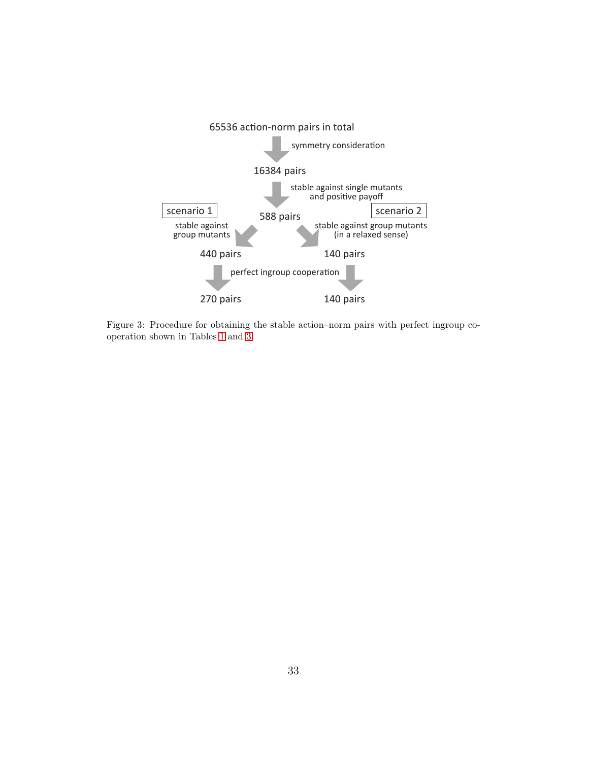65536 action-norm pairs in total

symmetry consideration

16384 pairs

stable against single mutants and positive payoff

588 pairs

scenario 1 — stable against group mutants

scenario 2 — stable against group mutants (in a relaxed sense)

440 pairs | 140 pairs

perfect ingroup cooperation

270 pairs | 140 pairs

Figure 3: Procedure for obtaining the stable action–norm pairs with perfect ingroup cooperation shown in Tables 1 and 3.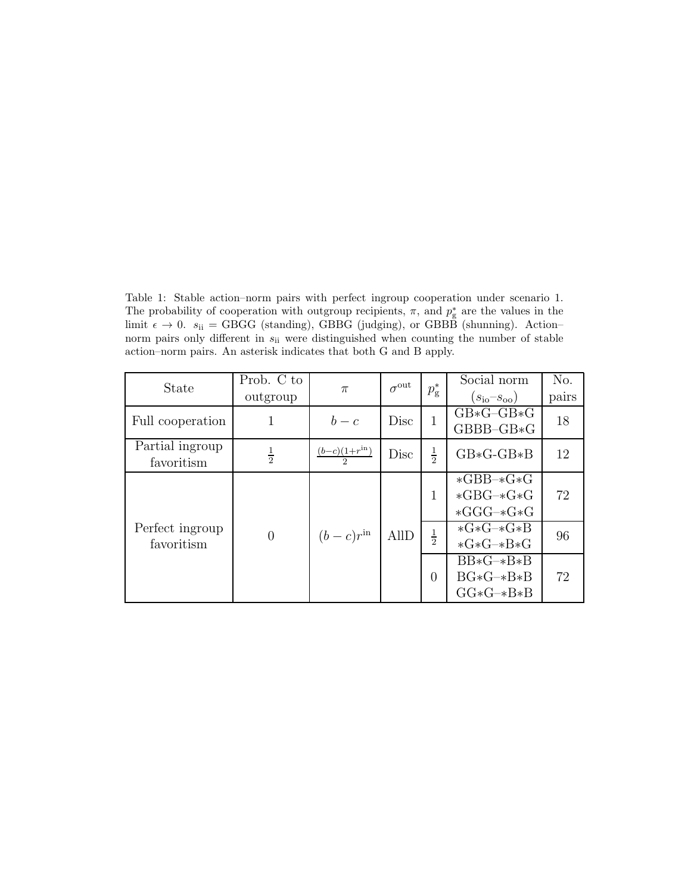Table 1: Stable action–norm pairs with perfect ingroup cooperation under scenario 1. The probability of cooperation with outgroup recipients, $\pi$, and $p_{\mathrm{g}}^{*}$ are the values in the limit $\epsilon \to 0$. $s_{\mathrm{ii}}$ = GBGG (standing), GBBG (judging), or GBBB (shunning). Action–norm pairs only different in $s_{\mathrm{ii}}$ were distinguished when counting the number of stable action–norm pairs. An asterisk indicates that both G and B apply.

| State | Prob. C to outgroup | $\pi$ | $\sigma^{\mathrm{out}}$ | $p_{\mathrm{g}}^{*}$ | Social norm ($s_{\mathrm{io}}$–$s_{\mathrm{oo}}$) | No. pairs |
|---|---|---|---|---|---|---|
| Full cooperation | 1 | $b-c$ | Disc | 1 | GB*G–GB*G<br>GBBB–GB*G | 18 |
| Partial ingroup favoritism | $\frac{1}{2}$ | $\frac{(b-c)(1+r^{\mathrm{in}})}{2}$ | Disc | $\frac{1}{2}$ | GB*G-GB*B | 12 |
| Perfect ingroup favoritism | 0 | $(b-c)r^{\mathrm{in}}$ | AllD | 1 | *GBB–*G*G<br>*GBG–*G*G<br>*GGG–*G*G | 72 |
| | | | | $\frac{1}{2}$ | *G*G–*G*B<br>*G*G–*B*G | 96 |
| | | | | 0 | BB*G–*B*B<br>BG*G–*B*B<br>GG*G–*B*B | 72 |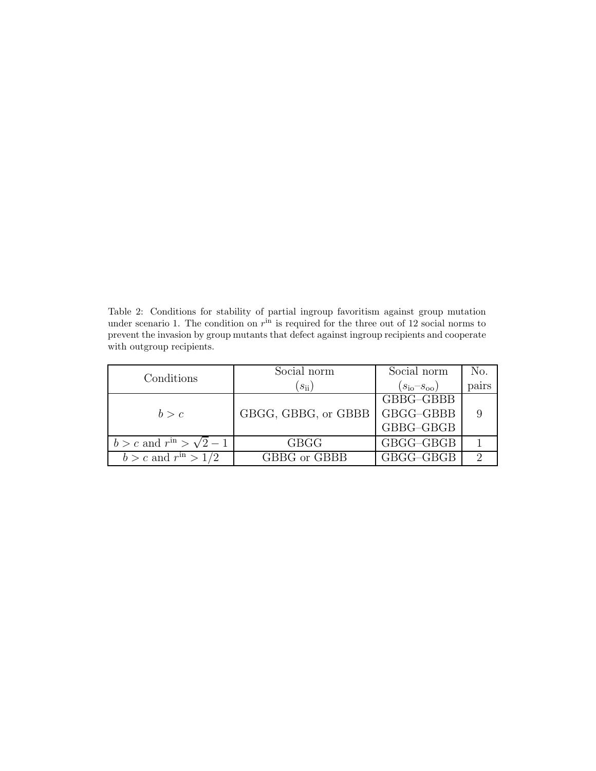Table 2: Conditions for stability of partial ingroup favoritism against group mutation under scenario 1. The condition on $r^{\text{in}}$ is required for the three out of 12 social norms to prevent the invasion by group mutants that defect against ingroup recipients and cooperate with outgroup recipients.

| Conditions | Social norm ($s_{\text{ii}}$) | Social norm ($s_{\text{io}}$–$s_{\text{oo}}$) | No. pairs |
|---|---|---|---|
| $b > c$ | GBGG, GBBG, or GBBB | GBBG–GBBB<br>GBGG–GBBB<br>GBBG–GBGB | 9 |
| $b > c$ and $r^{\text{in}} > \sqrt{2} - 1$ | GBGG | GBGG–GBGB | 1 |
| $b > c$ and $r^{\text{in}} > 1/2$ | GBBG or GBBB | GBGG–GBGB | 2 |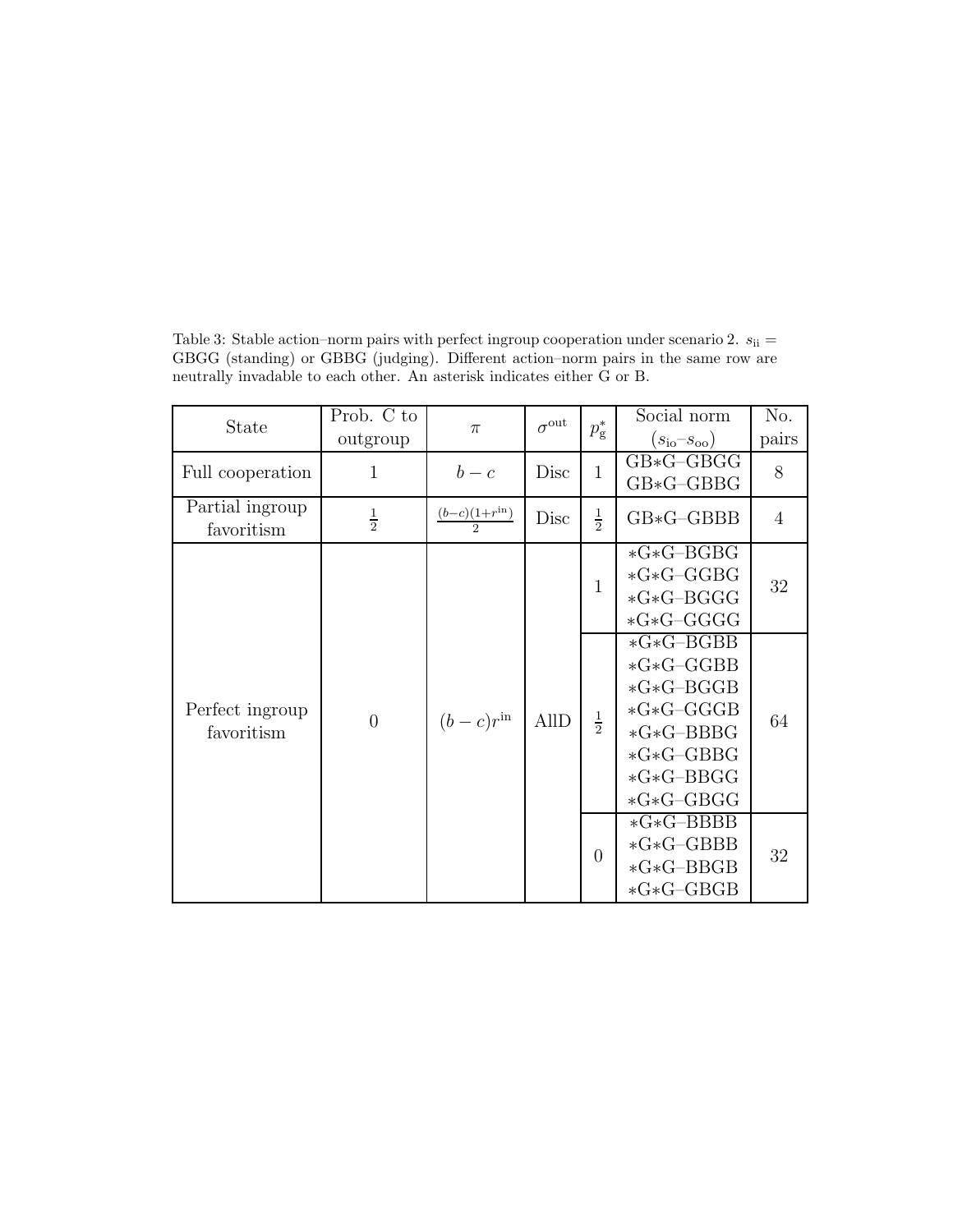Table 3: Stable action–norm pairs with perfect ingroup cooperation under scenario 2. $s_{\rm ii}$ = GBGG (standing) or GBBG (judging). Different action–norm pairs in the same row are neutrally invadable to each other. An asterisk indicates either G or B.

| State | Prob. C to outgroup | $\pi$ | $\sigma^{\rm out}$ | $p_{\rm g}^{*}$ | Social norm ($s_{\rm io}$–$s_{\rm oo}$) | No. pairs |
|---|---|---|---|---|---|---|
| Full cooperation | 1 | $b-c$ | Disc | 1 | GB*G–GBGG<br>GB*G–GBBG | 8 |
| Partial ingroup favoritism | $\frac{1}{2}$ | $\frac{(b-c)(1+r^{\rm in})}{2}$ | Disc | $\frac{1}{2}$ | GB*G–GBBB | 4 |
| Perfect ingroup favoritism | 0 | $(b-c)r^{\rm in}$ | AllD | 1 | *G*G–BGBG<br>*G*G–GGBG<br>*G*G–BGGG<br>*G*G–GGGG | 32 |
| | | | | $\frac{1}{2}$ | *G*G–BGBB<br>*G*G–GGBB<br>*G*G–BGGB<br>*G*G–GGGB<br>*G*G–BBBG<br>*G*G–GBBG<br>*G*G–BBGG<br>*G*G–GBGG | 64 |
| | | | | 0 | *G*G–BBBB<br>*G*G–GBBB<br>*G*G–BBGB<br>*G*G–GBGB | 32 |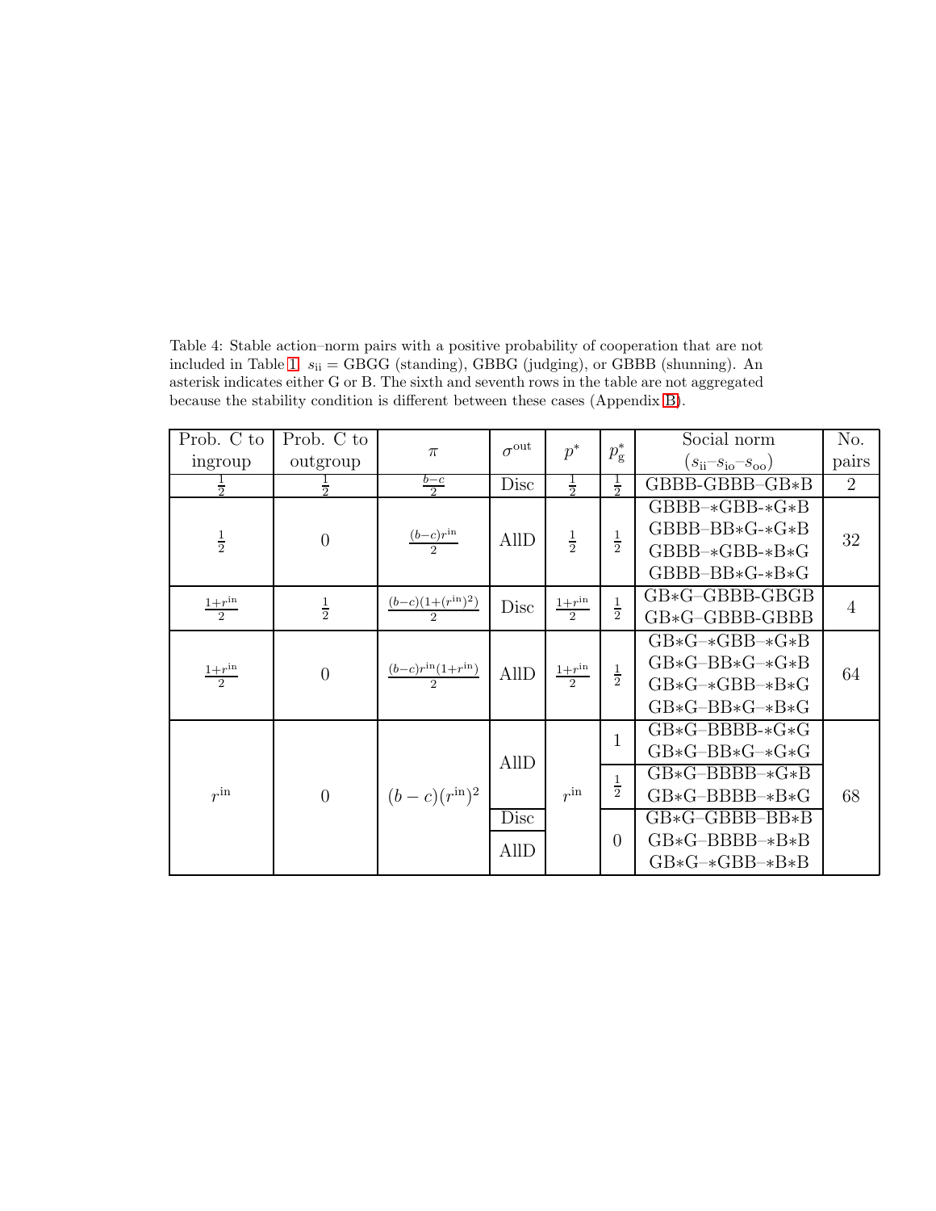Table 4: Stable action–norm pairs with a positive probability of cooperation that are not included in Table 1. $s_{\text{ii}}$ = GBGG (standing), GBBG (judging), or GBBB (shunning). An asterisk indicates either G or B. The sixth and seventh rows in the table are not aggregated because the stability condition is different between these cases (Appendix B).

| Prob. C to ingroup | Prob. C to outgroup | $\pi$ | $\sigma^{\text{out}}$ | $p^*$ | $p^*_{\text{g}}$ | Social norm ($s_{\text{ii}}$–$s_{\text{io}}$–$s_{\text{oo}}$) | No. pairs |
|---|---|---|---|---|---|---|---|
| $\frac{1}{2}$ | $\frac{1}{2}$ | $\frac{b-c}{2}$ | Disc | $\frac{1}{2}$ | $\frac{1}{2}$ | GBBB-GBBB–GB*B | 2 |
| $\frac{1}{2}$ | 0 | $\frac{(b-c)r^{\text{in}}}{2}$ | AllD | $\frac{1}{2}$ | $\frac{1}{2}$ | GBBB–*GBB-*G*B<br>GBBB–BB*G-*G*B<br>GBBB–*GBB-*B*G<br>GBBB–BB*G-*B*G | 32 |
| $\frac{1+r^{\text{in}}}{2}$ | $\frac{1}{2}$ | $\frac{(b-c)(1+(r^{\text{in}})^2)}{2}$ | Disc | $\frac{1+r^{\text{in}}}{2}$ | $\frac{1}{2}$ | GB*G–GBBB-GBGB<br>GB*G–GBBB-GBBB | 4 |
| $\frac{1+r^{\text{in}}}{2}$ | 0 | $\frac{(b-c)r^{\text{in}}(1+r^{\text{in}})}{2}$ | AllD | $\frac{1+r^{\text{in}}}{2}$ | $\frac{1}{2}$ | GB*G–*GBB–*G*B<br>GB*G–BB*G–*G*B<br>GB*G–*GBB–*B*G<br>GB*G–BB*G–*B*G | 64 |
| $r^{\text{in}}$ | 0 | $(b-c)(r^{\text{in}})^2$ | AllD | $r^{\text{in}}$ | 1 | GB*G–BBBB–*G*G<br>GB*G–BB*G–*G*G | 68 |
| | | | AllD | | $\frac{1}{2}$ | GB*G–BBBB–*G*B<br>GB*G–BBBB–*B*G | |
| | | | Disc | | 0 | GB*G–GBBB–BB*B | |
| | | | AllD | | 0 | GB*G–BBBB–*B*B<br>GB*G–*GBB–*B*B | |